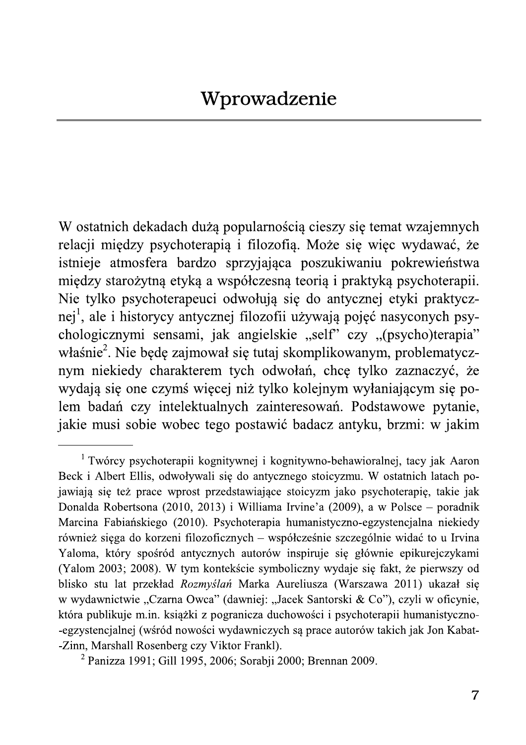# Wprowadzenie

W ostatnich dekadach dużą popularnością cieszy się temat wzajemnych relacji między psychoterapią i filozofią. Może się więc wydawać, że istnieje atmosfera bardzo sprzyjająca poszukiwaniu pokrewieństwa między starożytną etyką a współczesną teorią i praktyką psychoterapii. Nie tylko psychoterapeuci odwołują się do antycznej etyki praktycznej[1], ale i historycy antycznej filozofii używają pojęć nasyconych psychologicznymi sensami, jak angielskie „self" czy „(psycho)terapia" właśnie[2]. Nie będę zajmował się tutaj skomplikowanym, problematycznym niekiedy charakterem tych odwołań, chcę tylko zaznaczyć, że wydają się one czymś więcej niż tylko kolejnym wyłaniającym się polem badań czy intelektualnych zainteresowań. Podstawowe pytanie, jakie musi sobie wobec tego postawić badacz antyku, brzmi: w jakim

---

[1] Twórcy psychoterapii kognitywnej i kognitywno-behawioralnej, tacy jak Aaron Beck i Albert Ellis, odwoływali się do antycznego stoicyzmu. W ostatnich latach pojawiają się też prace wprost przedstawiające stoicyzm jako psychoterapię, takie jak Donalda Robertsona (2010, 2013) i Williama Irvine'a (2009), a w Polsce – poradnik Marcina Fabiańskiego (2010). Psychoterapia humanistyczno-egzystencjalna niekiedy również sięga do korzeni filozoficznych – współcześnie szczególnie widać to u Irvina Yaloma, który spośród antycznych autorów inspiruje się głównie epikurejczykami (Yalom 2003; 2008). W tym kontekście symboliczny wydaje się fakt, że pierwszy od blisko stu lat przekład *Rozmyślań* Marka Aureliusza (Warszawa 2011) ukazał się w wydawnictwie „Czarna Owca" (dawniej: „Jacek Santorski & Co"), czyli w oficynie, która publikuje m.in. książki z pogranicza duchowości i psychoterapii humanistyczno-egzystencjalnej (wśród nowości wydawniczych są prace autorów takich jak Jon Kabat-Zinn, Marshall Rosenberg czy Viktor Frankl).

[2] Panizza 1991; Gill 1995, 2006; Sorabji 2000; Brennan 2009.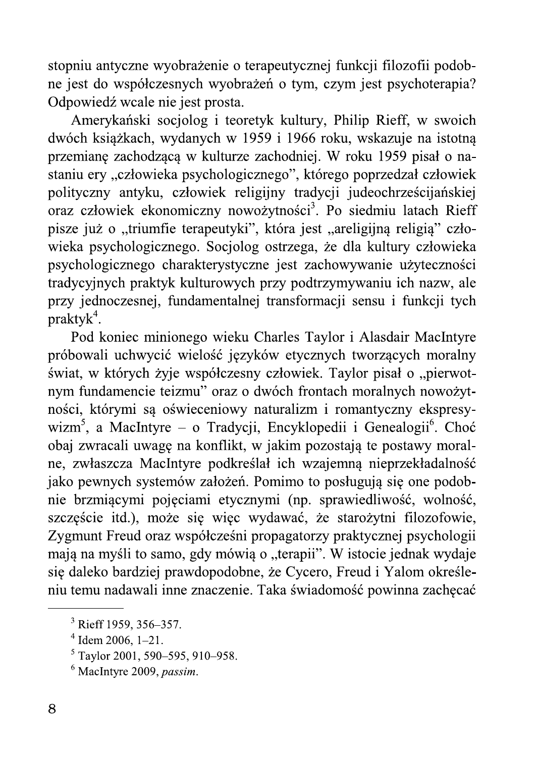stopniu antyczne wyobrażenie o terapeutycznej funkcji filozofii podobne jest do współczesnych wyobrażeń o tym, czym jest psychoterapia? Odpowiedź wcale nie jest prosta.

Amerykański socjolog i teoretyk kultury, Philip Rieff, w swoich dwóch książkach, wydanych w 1959 i 1966 roku, wskazuje na istotną przemianę zachodzącą w kulturze zachodniej. W roku 1959 pisał o nastaniu ery „człowieka psychologicznego", którego poprzedzał człowiek polityczny antyku, człowiek religijny tradycji judeochrześcijańskiej oraz człowiek ekonomiczny nowożytności[3]. Po siedmiu latach Rieff pisze już o „triumfie terapeutyki", która jest „areligijną religią" człowieka psychologicznego. Socjolog ostrzega, że dla kultury człowieka psychologicznego charakterystyczne jest zachowywanie użyteczności tradycyjnych praktyk kulturowych przy podtrzymywaniu ich nazw, ale przy jednoczesnej, fundamentalnej transformacji sensu i funkcji tych praktyk[4].

Pod koniec minionego wieku Charles Taylor i Alasdair MacIntyre próbowali uchwycić wielość języków etycznych tworzących moralny świat, w których żyje współczesny człowiek. Taylor pisał o „pierwotnym fundamencie teizmu" oraz o dwóch frontach moralnych nowożytności, którymi są oświeceniowy naturalizm i romantyczny ekspresywizm[5], a MacIntyre – o Tradycji, Encyklopedii i Genealogii[6]. Choć obaj zwracali uwagę na konflikt, w jakim pozostają te postawy moralne, zwłaszcza MacIntyre podkreślał ich wzajemną nieprzekładalność jako pewnych systemów założeń. Pomimo to posługują się one podobnie brzmiącymi pojęciami etycznymi (np. sprawiedliwość, wolność, szczęście itd.), może się więc wydawać, że starożytni filozofowie, Zygmunt Freud oraz współcześni propagatorzy praktycznej psychologii mają na myśli to samo, gdy mówią o „terapii". W istocie jednak wydaje się daleko bardziej prawdopodobne, że Cycero, Freud i Yalom określeniu temu nadawali inne znaczenie. Taka świadomość powinna zachęcać

---

[3] Rieff 1959, 356–357.

[4] Idem 2006, 1–21.

[5] Taylor 2001, 590–595, 910–958.

[6] MacIntyre 2009, *passim*.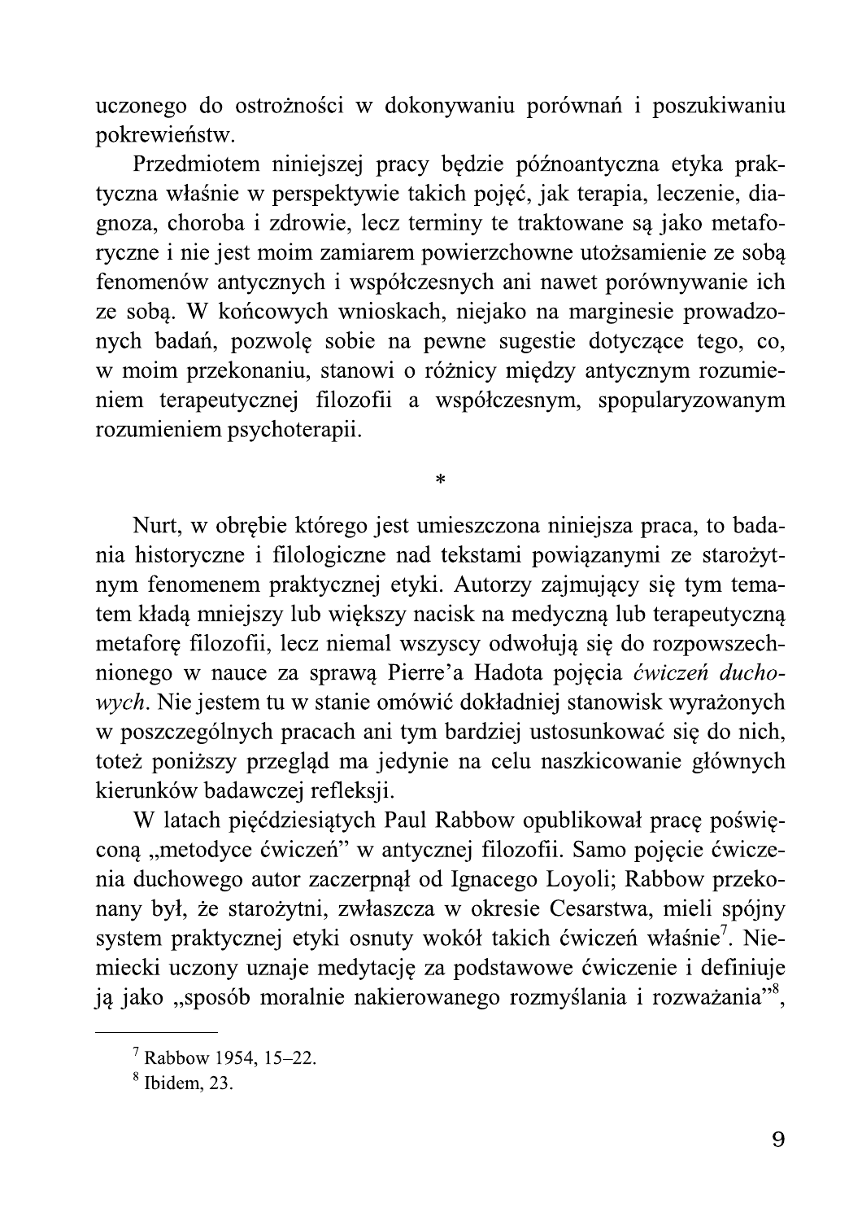uczonego do ostrożności w dokonywaniu porównań i poszukiwaniu pokrewieństw.

Przedmiotem niniejszej pracy będzie późnoantyczna etyka praktyczna właśnie w perspektywie takich pojęć, jak terapia, leczenie, diagnoza, choroba i zdrowie, lecz terminy te traktowane są jako metaforyczne i nie jest moim zamiarem powierzchowne utożsamienie ze sobą fenomenów antycznych i współczesnych ani nawet porównywanie ich ze sobą. W końcowych wnioskach, niejako na marginesie prowadzonych badań, pozwolę sobie na pewne sugestie dotyczące tego, co, w moim przekonaniu, stanowi o różnicy między antycznym rozumieniem terapeutycznej filozofii a współczesnym, spopularyzowanym rozumieniem psychoterapii.

*

Nurt, w obrębie którego jest umieszczona niniejsza praca, to badania historyczne i filologiczne nad tekstami powiązanymi ze starożytnym fenomenem praktycznej etyki. Autorzy zajmujący się tym tematem kładą mniejszy lub większy nacisk na medyczną lub terapeutyczną metaforę filozofii, lecz niemal wszyscy odwołują się do rozpowszechnionego w nauce za sprawą Pierre'a Hadota pojęcia *ćwiczeń duchowych*. Nie jestem tu w stanie omówić dokładniej stanowisk wyrażonych w poszczególnych pracach ani tym bardziej ustosunkować się do nich, toteż poniższy przegląd ma jedynie na celu naszkicowanie głównych kierunków badawczej refleksji.

W latach pięćdziesiątych Paul Rabbow opublikował pracę poświęconą „metodyce ćwiczeń" w antycznej filozofii. Samo pojęcie ćwiczenia duchowego autor zaczerpnął od Ignacego Loyoli; Rabbow przekonany był, że starożytni, zwłaszcza w okresie Cesarstwa, mieli spójny system praktycznej etyki osnuty wokół takich ćwiczeń właśnie[7]. Niemiecki uczony uznaje medytację za podstawowe ćwiczenie i definiuje ją jako „sposób moralnie nakierowanego rozmyślania i rozważania"[8],

---

[7] Rabbow 1954, 15–22.

[8] Ibidem, 23.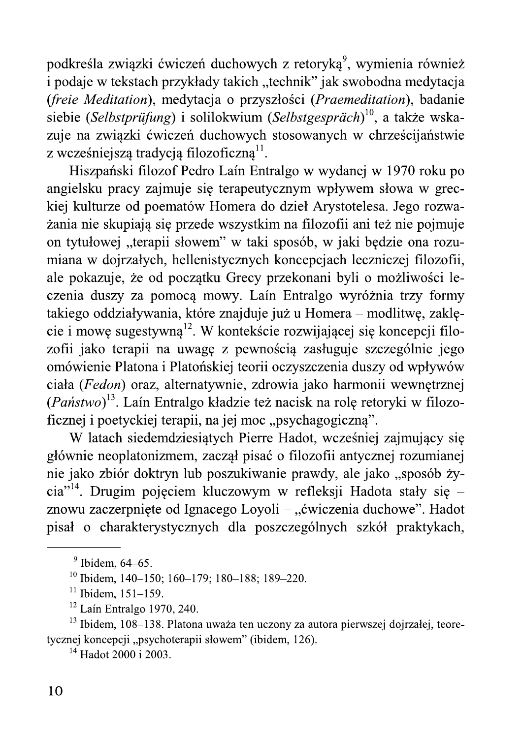podkreśla związki ćwiczeń duchowych z retoryką[9], wymienia również i podaje w tekstach przykłady takich „technik" jak swobodna medytacja (*freie Meditation*), medytacja o przyszłości (*Praemeditation*), badanie siebie (*Selbstprüfung*) i solilokwium (*Selbstgespräch*)[10], a także wskazuje na związki ćwiczeń duchowych stosowanych w chrześcijaństwie z wcześniejszą tradycją filozoficzną[11].

Hiszpański filozof Pedro Laín Entralgo w wydanej w 1970 roku po angielsku pracy zajmuje się terapeutycznym wpływem słowa w greckiej kulturze od poematów Homera do dzieł Arystotelesa. Jego rozważania nie skupiają się przede wszystkim na filozofii ani też nie pojmuje on tytułowej „terapii słowem" w taki sposób, w jaki będzie ona rozumiana w dojrzałych, hellenistycznych koncepcjach leczniczej filozofii, ale pokazuje, że od początku Grecy przekonani byli o możliwości leczenia duszy za pomocą mowy. Laín Entralgo wyróżnia trzy formy takiego oddziaływania, które znajduje już u Homera – modlitwę, zaklęcie i mowę sugestywną[12]. W kontekście rozwijającej się koncepcji filozofii jako terapii na uwagę z pewnością zasługuje szczególnie jego omówienie Platona i Platońskiej teorii oczyszczenia duszy od wpływów ciała (*Fedon*) oraz, alternatywnie, zdrowia jako harmonii wewnętrznej (*Państwo*)[13]. Laín Entralgo kładzie też nacisk na rolę retoryki w filozoficznej i poetyckiej terapii, na jej moc „psychagogiczną".

W latach siedemdziesiątych Pierre Hadot, wcześniej zajmujący się głównie neoplatonizmem, zaczął pisać o filozofii antycznej rozumianej nie jako zbiór doktryn lub poszukiwanie prawdy, ale jako „sposób życia"[14]. Drugim pojęciem kluczowym w refleksji Hadota stały się – znowu zaczerpnięte od Ignacego Loyoli – „ćwiczenia duchowe". Hadot pisał o charakterystycznych dla poszczególnych szkół praktykach,

---

[9] Ibidem, 64–65.

[10] Ibidem, 140–150; 160–179; 180–188; 189–220.

[11] Ibidem, 151–159.

[12] Laín Entralgo 1970, 240.

[13] Ibidem, 108–138. Platona uważa ten uczony za autora pierwszej dojrzałej, teoretycznej koncepcji „psychoterapii słowem" (ibidem, 126).

[14] Hadot 2000 i 2003.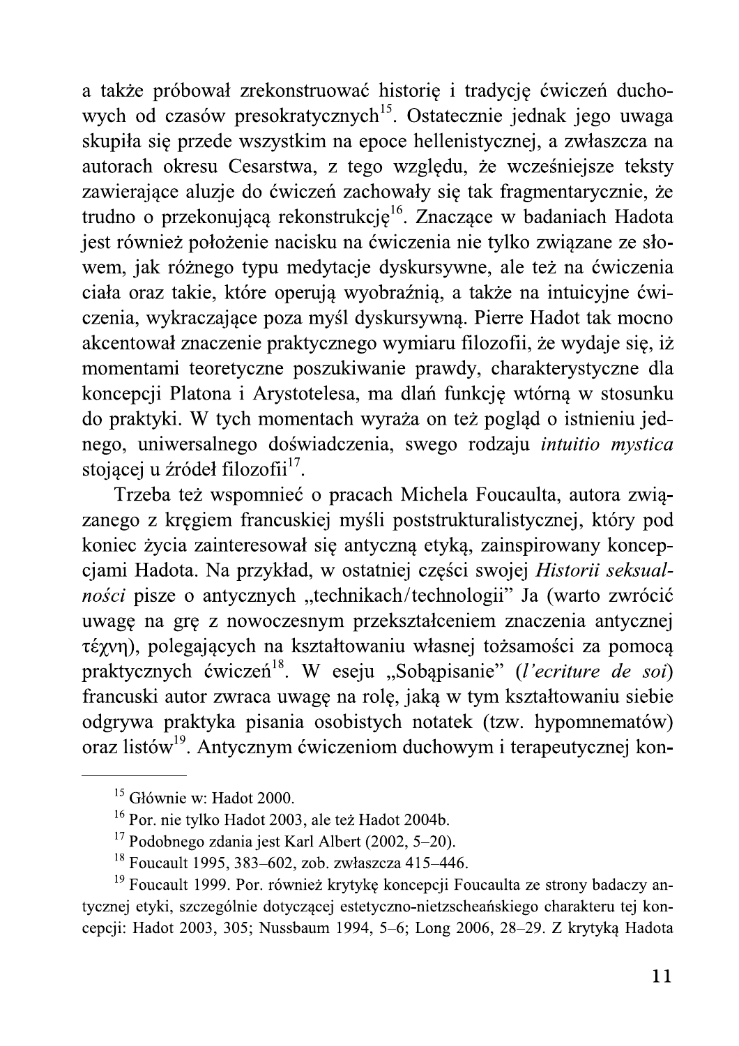a także próbował zrekonstruować historię i tradycję ćwiczeń duchowych od czasów presokratycznych[15]. Ostatecznie jednak jego uwaga skupiła się przede wszystkim na epoce hellenistycznej, a zwłaszcza na autorach okresu Cesarstwa, z tego względu, że wcześniejsze teksty zawierające aluzje do ćwiczeń zachowały się tak fragmentarycznie, że trudno o przekonującą rekonstrukcję[16]. Znaczące w badaniach Hadota jest również położenie nacisku na ćwiczenia nie tylko związane ze słowem, jak różnego typu medytacje dyskursywne, ale też na ćwiczenia ciała oraz takie, które operują wyobraźnią, a także na intuicyjne ćwiczenia, wykraczające poza myśl dyskursywną. Pierre Hadot tak mocno akcentował znaczenie praktycznego wymiaru filozofii, że wydaje się, iż momentami teoretyczne poszukiwanie prawdy, charakterystyczne dla koncepcji Platona i Arystotelesa, ma dlań funkcję wtórną w stosunku do praktyki. W tych momentach wyraża on też pogląd o istnieniu jednego, uniwersalnego doświadczenia, swego rodzaju *intuitio mystica* stojącej u źródeł filozofii[17].

Trzeba też wspomnieć o pracach Michela Foucaulta, autora związanego z kręgiem francuskiej myśli poststrukturalistycznej, który pod koniec życia zainteresował się antyczną etyką, zainspirowany koncepcjami Hadota. Na przykład, w ostatniej części swojej *Historii seksualności* pisze o antycznych „technikach/technologii" Ja (warto zwrócić uwagę na grę z nowoczesnym przekształceniem znaczenia antycznej τέχνη), polegających na kształtowaniu własnej tożsamości za pomocą praktycznych ćwiczeń[18]. W eseju „Sobąpisanie" (*l'ecriture de soi*) francuski autor zwraca uwagę na rolę, jaką w tym kształtowaniu siebie odgrywa praktyka pisania osobistych notatek (tzw. hypomnematów) oraz listów[19]. Antycznym ćwiczeniom duchowym i terapeutycznej kon-

---

[15] Głównie w: Hadot 2000.

[16] Por. nie tylko Hadot 2003, ale też Hadot 2004b.

[17] Podobnego zdania jest Karl Albert (2002, 5–20).

[18] Foucault 1995, 383–602, zob. zwłaszcza 415–446.

[19] Foucault 1999. Por. również krytykę koncepcji Foucaulta ze strony badaczy antycznej etyki, szczególnie dotyczącej estetyczno-nietzscheańskiego charakteru tej koncepcji: Hadot 2003, 305; Nussbaum 1994, 5–6; Long 2006, 28–29. Z krytyką Hadota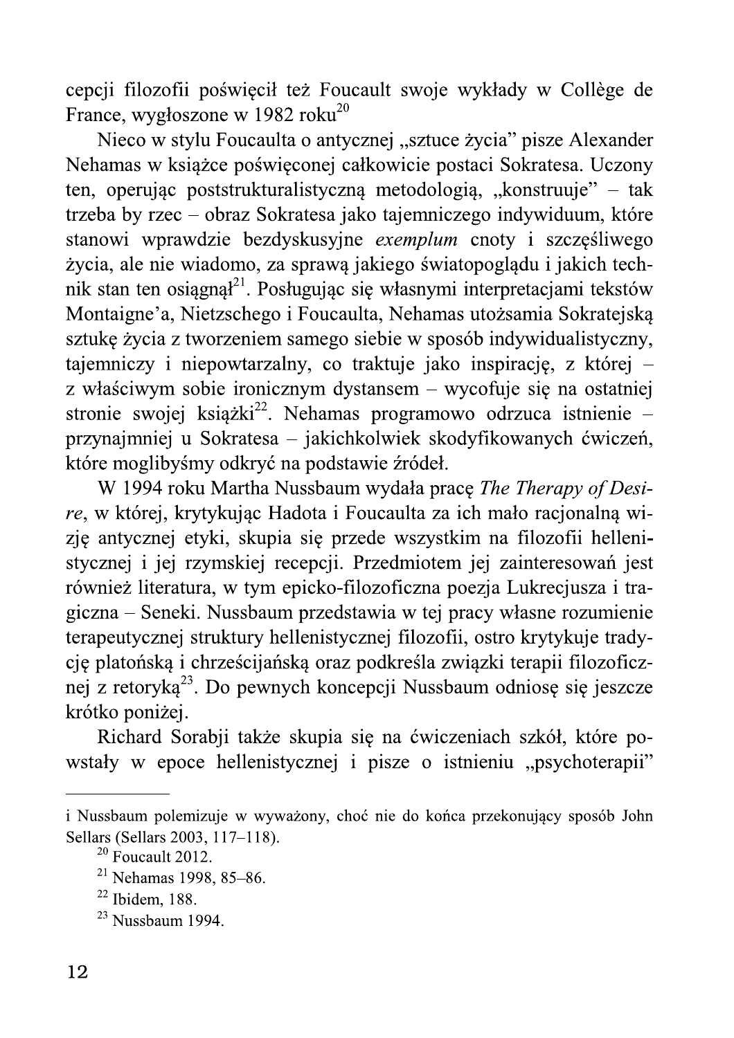cepcji filozofii poświęcił też Foucault swoje wykłady w Collège de France, wygłoszone w 1982 roku[20]

Nieco w stylu Foucaulta o antycznej „sztuce życia" pisze Alexander Nehamas w książce poświęconej całkowicie postaci Sokratesa. Uczony ten, operując poststrukturalistyczną metodologią, „konstruuje" – tak trzeba by rzec – obraz Sokratesa jako tajemniczego indywiduum, które stanowi wprawdzie bezdyskusyjne *exemplum* cnoty i szczęśliwego życia, ale nie wiadomo, za sprawą jakiego światopoglądu i jakich technik stan ten osiągnął[21]. Posługując się własnymi interpretacjami tekstów Montaigne'a, Nietzschego i Foucaulta, Nehamas utożsamia Sokratejską sztukę życia z tworzeniem samego siebie w sposób indywidualistyczny, tajemniczy i niepowtarzalny, co traktuje jako inspirację, z której – z właściwym sobie ironicznym dystansem – wycofuje się na ostatniej stronie swojej książki[22]. Nehamas programowo odrzuca istnienie – przynajmniej u Sokratesa – jakichkolwiek skodyfikowanych ćwiczeń, które moglibyśmy odkryć na podstawie źródeł.

W 1994 roku Martha Nussbaum wydała pracę *The Therapy of Desire*, w której, krytykując Hadota i Foucaulta za ich mało racjonalną wizję antycznej etyki, skupia się przede wszystkim na filozofii hellenistycznej i jej rzymskiej recepcji. Przedmiotem jej zainteresowań jest również literatura, w tym epicko-filozoficzna poezja Lukrecjusza i tragiczna – Seneki. Nussbaum przedstawia w tej pracy własne rozumienie terapeutycznej struktury hellenistycznej filozofii, ostro krytykuje tradycję platońską i chrześcijańską oraz podkreśla związki terapii filozoficznej z retoryką[23]. Do pewnych koncepcji Nussbaum odniosę się jeszcze krótko poniżej.

Richard Sorabji także skupia się na ćwiczeniach szkół, które powstały w epoce hellenistycznej i pisze o istnieniu „psychoterapii"

---

i Nussbaum polemizuje w wyważony, choć nie do końca przekonujący sposób John Sellars (Sellars 2003, 117–118).

[20] Foucault 2012.

[21] Nehamas 1998, 85–86.

[22] Ibidem, 188.

[23] Nussbaum 1994.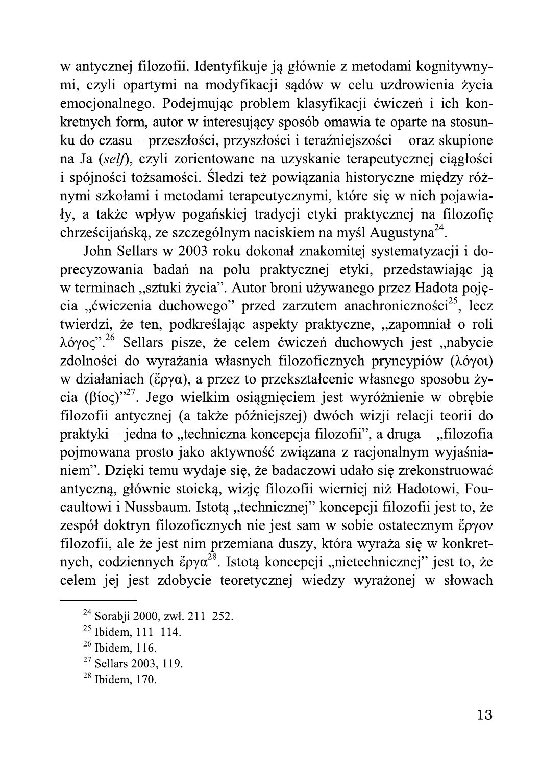w antycznej filozofii. Identyfikuje ją głównie z metodami kognitywnymi, czyli opartymi na modyfikacji sądów w celu uzdrowienia życia emocjonalnego. Podejmując problem klasyfikacji ćwiczeń i ich konkretnych form, autor w interesujący sposób omawia te oparte na stosunku do czasu – przeszłości, przyszłości i teraźniejszości – oraz skupione na Ja (*self*), czyli zorientowane na uzyskanie terapeutycznej ciągłości i spójności tożsamości. Śledzi też powiązania historyczne między różnymi szkołami i metodami terapeutycznymi, które się w nich pojawiały, a także wpływ pogańskiej tradycji etyki praktycznej na filozofię chrześcijańską, ze szczególnym naciskiem na myśl Augustyna[24].

John Sellars w 2003 roku dokonał znakomitej systematyzacji i doprecyzowania badań na polu praktycznej etyki, przedstawiając ją w terminach „sztuki życia". Autor broni używanego przez Hadota pojęcia „ćwiczenia duchowego" przed zarzutem anachroniczności[25], lecz twierdzi, że ten, podkreślając aspekty praktyczne, „zapomniał o roli λόγος".[26] Sellars pisze, że celem ćwiczeń duchowych jest „nabycie zdolności do wyrażania własnych filozoficznych pryncypiów (λόγοι) w działaniach (ἔργα), a przez to przekształcenie własnego sposobu życia (βίος)"[27]. Jego wielkim osiągnięciem jest wyróżnienie w obrębie filozofii antycznej (a także późniejszej) dwóch wizji relacji teorii do praktyki – jedna to „techniczna koncepcja filozofii", a druga – „filozofia pojmowana prosto jako aktywność związana z racjonalnym wyjaśnianiem". Dzięki temu wydaje się, że badaczowi udało się zrekonstruować antyczną, głównie stoicką, wizję filozofii wierniej niż Hadotowi, Foucaultowi i Nussbaum. Istotą „technicznej" koncepcji filozofii jest to, że zespół doktryn filozoficznych nie jest sam w sobie ostatecznym ἔργον filozofii, ale że jest nim przemiana duszy, która wyraża się w konkretnych, codziennych ἔργα[28]. Istotą koncepcji „nietechnicznej" jest to, że celem jej jest zdobycie teoretycznej wiedzy wyrażonej w słowach

---

[24] Sorabji 2000, zwł. 211–252.

[25] Ibidem, 111–114.

[26] Ibidem, 116.

[27] Sellars 2003, 119.

[28] Ibidem, 170.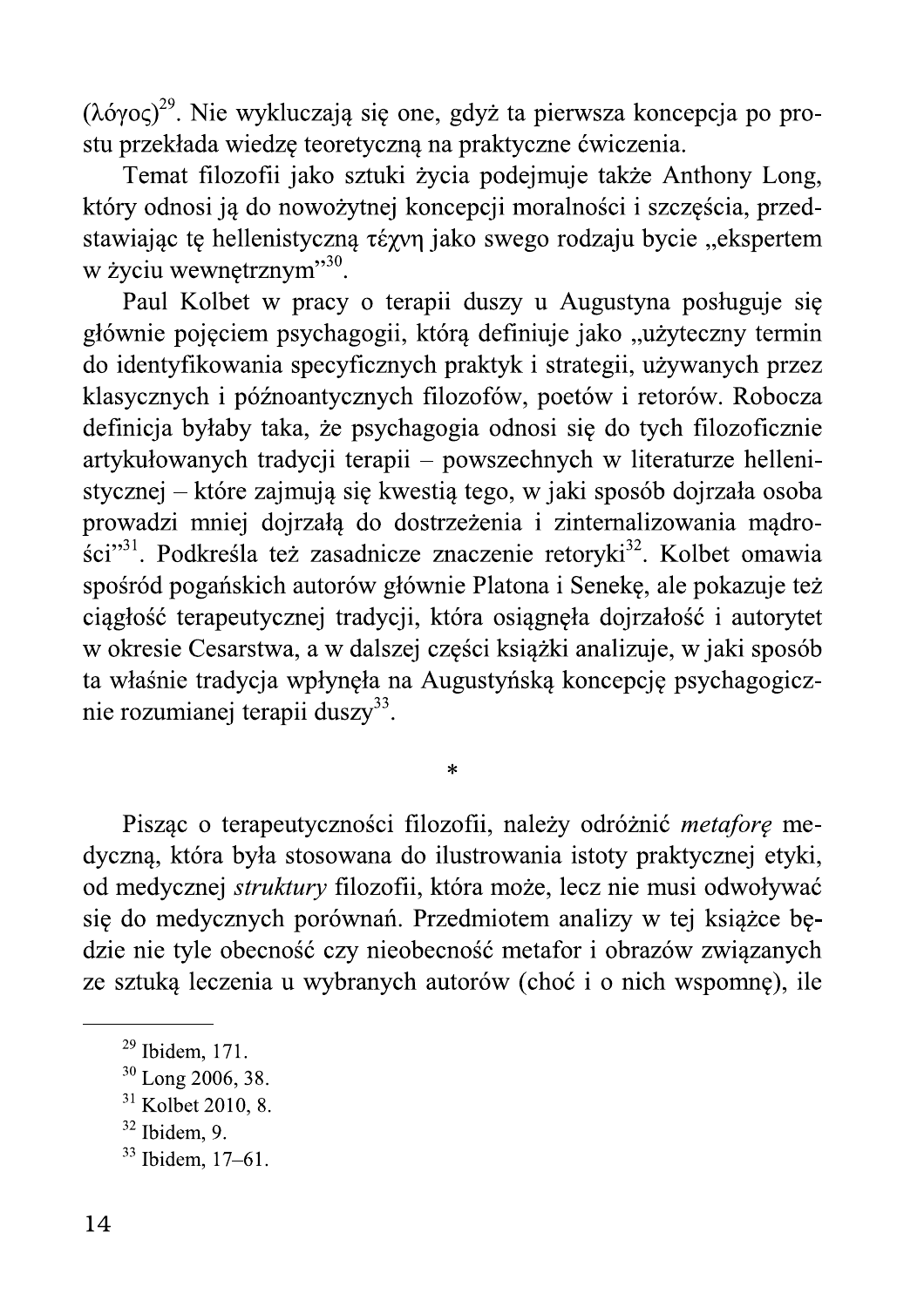(λόγος)[29]. Nie wykluczają się one, gdyż ta pierwsza koncepcja po prostu przekłada wiedzę teoretyczną na praktyczne ćwiczenia.

Temat filozofii jako sztuki życia podejmuje także Anthony Long, który odnosi ją do nowożytnej koncepcji moralności i szczęścia, przedstawiając tę hellenistyczną τέχνη jako swego rodzaju bycie „ekspertem w życiu wewnętrznym"[30].

Paul Kolbet w pracy o terapii duszy u Augustyna posługuje się głównie pojęciem psychagogii, którą definiuje jako „użyteczny termin do identyfikowania specyficznych praktyk i strategii, używanych przez klasycznych i późnoantycznych filozofów, poetów i retorów. Robocza definicja byłaby taka, że psychagogia odnosi się do tych filozoficznie artykułowanych tradycji terapii – powszechnych w literaturze hellenistycznej – które zajmują się kwestią tego, w jaki sposób dojrzała osoba prowadzi mniej dojrzałą do dostrzeżenia i zinternalizowania mądrości"[31]. Podkreśla też zasadnicze znaczenie retoryki[32]. Kolbet omawia spośród pogańskich autorów głównie Platona i Senekę, ale pokazuje też ciągłość terapeutycznej tradycji, która osiągnęła dojrzałość i autorytet w okresie Cesarstwa, a w dalszej części książki analizuje, w jaki sposób ta właśnie tradycja wpłynęła na Augustyńską koncepcję psychagogicznie rozumianej terapii duszy[33].

*

Pisząc o terapeutyczności filozofii, należy odróżnić *metaforę* medyczną, która była stosowana do ilustrowania istoty praktycznej etyki, od medycznej *struktury* filozofii, która może, lecz nie musi odwoływać się do medycznych porównań. Przedmiotem analizy w tej książce będzie nie tyle obecność czy nieobecność metafor i obrazów związanych ze sztuką leczenia u wybranych autorów (choć i o nich wspomnę), ile

---

[29] Ibidem, 171.

[30] Long 2006, 38.

[31] Kolbet 2010, 8.

[32] Ibidem, 9.

[33] Ibidem, 17–61.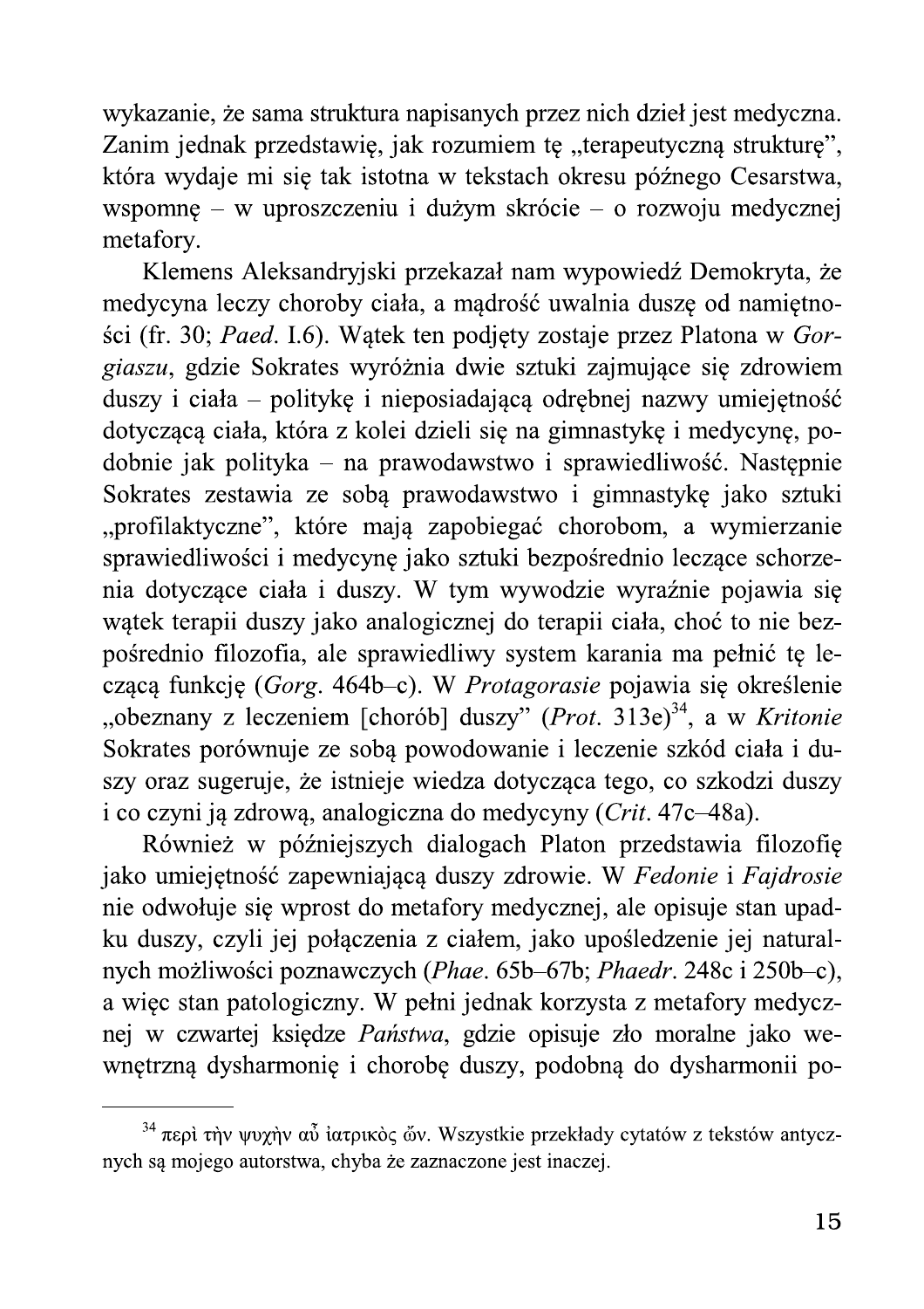wykazanie, że sama struktura napisanych przez nich dzieł jest medyczna. Zanim jednak przedstawię, jak rozumiem tę „terapeutyczną strukturę", która wydaje mi się tak istotna w tekstach okresu późnego Cesarstwa, wspomnę – w uproszczeniu i dużym skrócie – o rozwoju medycznej metafory.

Klemens Aleksandryjski przekazał nam wypowiedź Demokryta, że medycyna leczy choroby ciała, a mądrość uwalnia duszę od namiętności (fr. 30; *Paed.* I.6). Wątek ten podjęty zostaje przez Platona w *Gorgiaszu*, gdzie Sokrates wyróżnia dwie sztuki zajmujące się zdrowiem duszy i ciała – politykę i nieposiadającą odrębnej nazwy umiejętność dotyczącą ciała, która z kolei dzieli się na gimnastykę i medycynę, podobnie jak polityka – na prawodawstwo i sprawiedliwość. Następnie Sokrates zestawia ze sobą prawodawstwo i gimnastykę jako sztuki „profilaktyczne", które mają zapobiegać chorobom, a wymierzanie sprawiedliwości i medycynę jako sztuki bezpośrednio leczące schorzenia dotyczące ciała i duszy. W tym wywodzie wyraźnie pojawia się wątek terapii duszy jako analogicznej do terapii ciała, choć to nie bezpośrednio filozofia, ale sprawiedliwy system karania ma pełnić tę leczącą funkcję (*Gorg.* 464b–c). W *Protagorasie* pojawia się określenie „obeznany z leczeniem [chorób] duszy" (*Prot.* 313e)[34], a w *Kritonie* Sokrates porównuje ze sobą powodowanie i leczenie szkód ciała i duszy oraz sugeruje, że istnieje wiedza dotycząca tego, co szkodzi duszy i co czyni ją zdrową, analogiczna do medycyny (*Crit.* 47c–48a).

Również w późniejszych dialogach Platon przedstawia filozofię jako umiejętność zapewniającą duszy zdrowie. W *Fedonie* i *Fajdrosie* nie odwołuje się wprost do metafory medycznej, ale opisuje stan upadku duszy, czyli jej połączenia z ciałem, jako upośledzenie jej naturalnych możliwości poznawczych (*Phae.* 65b–67b; *Phaedr.* 248c i 250b–c), a więc stan patologiczny. W pełni jednak korzysta z metafory medycznej w czwartej księdze *Państwa*, gdzie opisuje zło moralne jako wewnętrzną dysharmonię i chorobę duszy, podobną do dysharmonii po-

---

[34] περὶ τὴν ψυχὴν αὖ ἰατρικὸς ὤν. Wszystkie przekłady cytatów z tekstów antycznych są mojego autorstwa, chyba że zaznaczone jest inaczej.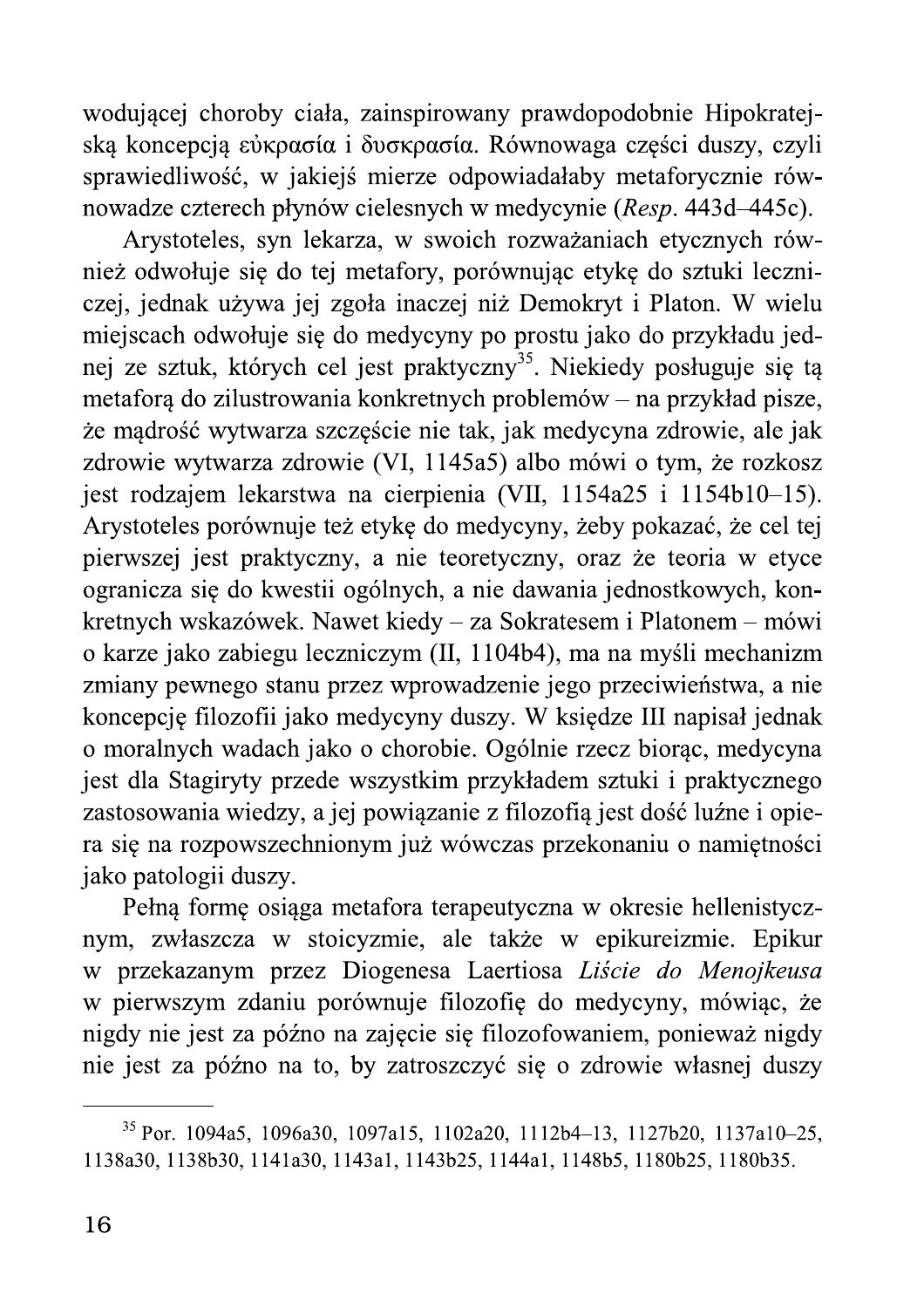wodującej choroby ciała, zainspirowany prawdopodobnie Hipokratejską koncepcją εὐκρασία i δυσκρασία. Równowaga części duszy, czyli sprawiedliwość, w jakiejś mierze odpowiadałaby metaforycznie równowadze czterech płynów cielesnych w medycynie (*Resp*. 443d–445c).

Arystoteles, syn lekarza, w swoich rozważaniach etycznych również odwołuje się do tej metafory, porównując etykę do sztuki leczniczej, jednak używa jej zgoła inaczej niż Demokryt i Platon. W wielu miejscach odwołuje się do medycyny po prostu jako do przykładu jednej ze sztuk, których cel jest praktyczny[35]. Niekiedy posługuje się tą metaforą do zilustrowania konkretnych problemów – na przykład pisze, że mądrość wytwarza szczęście nie tak, jak medycyna zdrowie, ale jak zdrowie wytwarza zdrowie (VI, 1145a5) albo mówi o tym, że rozkosz jest rodzajem lekarstwa na cierpienia (VII, 1154a25 i 1154b10–15). Arystoteles porównuje też etykę do medycyny, żeby pokazać, że cel tej pierwszej jest praktyczny, a nie teoretyczny, oraz że teoria w etyce ogranicza się do kwestii ogólnych, a nie dawania jednostkowych, konkretnych wskazówek. Nawet kiedy – za Sokratesem i Platonem – mówi o karze jako zabiegu leczniczym (II, 1104b4), ma na myśli mechanizm zmiany pewnego stanu przez wprowadzenie jego przeciwieństwa, a nie koncepcję filozofii jako medycyny duszy. W księdze III napisał jednak o moralnych wadach jako o chorobie. Ogólnie rzecz biorąc, medycyna jest dla Stagiryty przede wszystkim przykładem sztuki i praktycznego zastosowania wiedzy, a jej powiązanie z filozofią jest dość luźne i opiera się na rozpowszechnionym już wówczas przekonaniu o namiętności jako patologii duszy.

Pełną formę osiąga metafora terapeutyczna w okresie hellenistycznym, zwłaszcza w stoicyzmie, ale także w epikureizmie. Epikur w przekazanym przez Diogenesa Laertiosa *Liście do Menojkeusa* w pierwszym zdaniu porównuje filozofię do medycyny, mówiąc, że nigdy nie jest za późno na zajęcie się filozofowaniem, ponieważ nigdy nie jest za późno na to, by zatroszczyć się o zdrowie własnej duszy

---

[35] Por. 1094a5, 1096a30, 1097a15, 1102a20, 1112b4–13, 1127b20, 1137a10–25, 1138a30, 1138b30, 1141a30, 1143a1, 1143b25, 1144a1, 1148b5, 1180b25, 1180b35.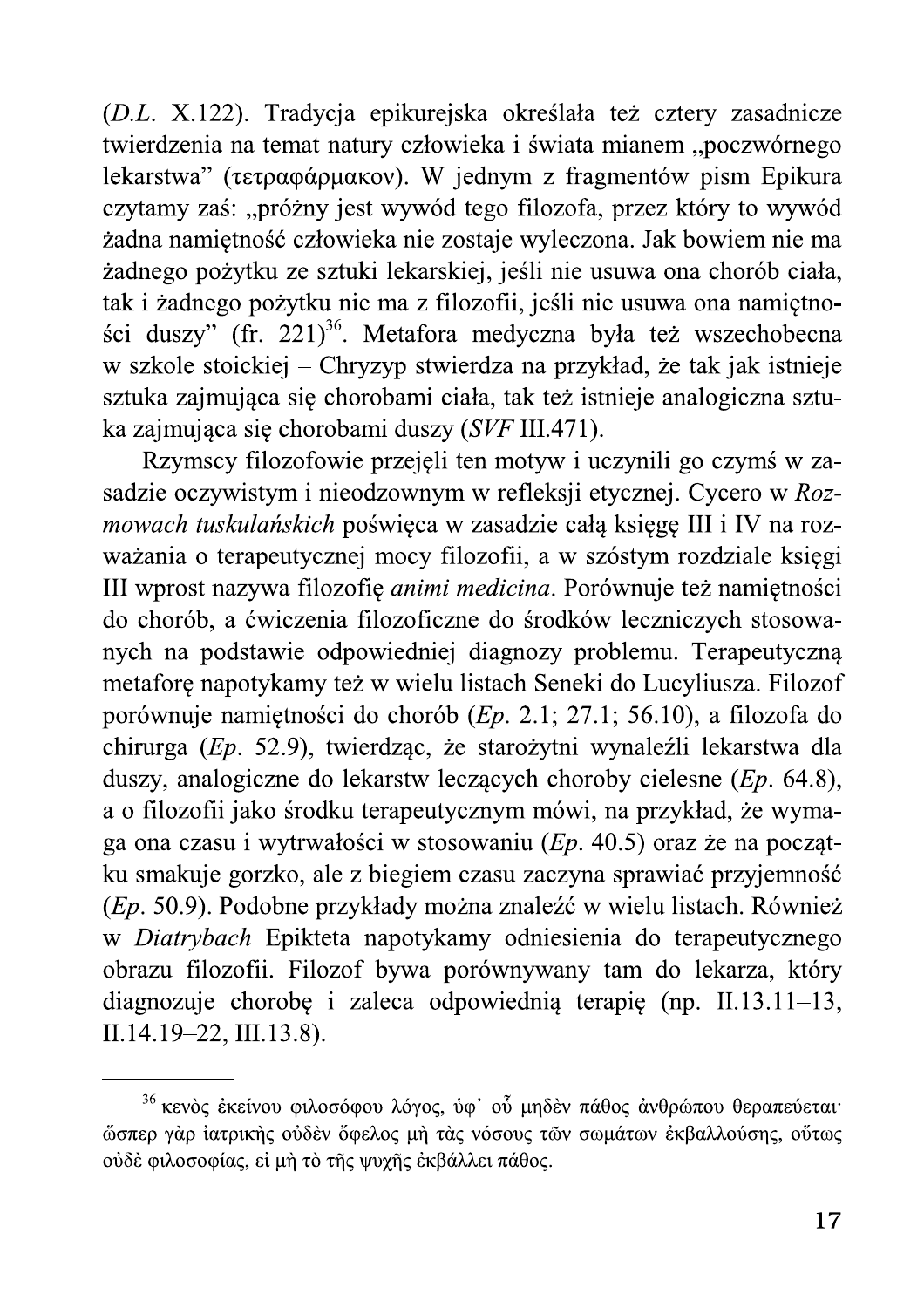(*D.L.* X.122). Tradycja epikurejska określała też cztery zasadnicze twierdzenia na temat natury człowieka i świata mianem „poczwórnego lekarstwa" (τετραφάρμακον). W jednym z fragmentów pism Epikura czytamy zaś: „próżny jest wywód tego filozofa, przez który to wywód żadna namiętność człowieka nie zostaje wyleczona. Jak bowiem nie ma żadnego pożytku ze sztuki lekarskiej, jeśli nie usuwa ona chorób ciała, tak i żadnego pożytku nie ma z filozofii, jeśli nie usuwa ona namiętności duszy" (fr. 221)[36]. Metafora medyczna była też wszechobecna w szkole stoickiej – Chryzyp stwierdza na przykład, że tak jak istnieje sztuka zajmująca się chorobami ciała, tak też istnieje analogiczna sztuka zajmująca się chorobami duszy (*SVF* III.471).

Rzymscy filozofowie przejęli ten motyw i uczynili go czymś w zasadzie oczywistym i nieodzownym w refleksji etycznej. Cycero w *Rozmowach tuskulańskich* poświęca w zasadzie całą księgę III i IV na rozważania o terapeutycznej mocy filozofii, a w szóstym rozdziale księgi III wprost nazywa filozofię *animi medicina*. Porównuje też namiętności do chorób, a ćwiczenia filozoficzne do środków leczniczych stosowanych na podstawie odpowiedniej diagnozy problemu. Terapeutyczną metaforę napotykamy też w wielu listach Seneki do Lucyliusza. Filozof porównuje namiętności do chorób (*Ep.* 2.1; 27.1; 56.10), a filozofa do chirurga (*Ep.* 52.9), twierdząc, że starożytni wynaleźli lekarstwa dla duszy, analogiczne do lekarstw leczących choroby cielesne (*Ep.* 64.8), a o filozofii jako środku terapeutycznym mówi, na przykład, że wymaga ona czasu i wytrwałości w stosowaniu (*Ep.* 40.5) oraz że na początku smakuje gorzko, ale z biegiem czasu zaczyna sprawiać przyjemność (*Ep.* 50.9). Podobne przykłady można znaleźć w wielu listach. Również w *Diatrybach* Epikteta napotykamy odniesienia do terapeutycznego obrazu filozofii. Filozof bywa porównywany tam do lekarza, który diagnozuje chorobę i zaleca odpowiednią terapię (np. II.13.11–13, II.14.19–22, III.13.8).

---

[36] κενὸς ἐκείνου φιλοσόφου λόγος, ὑφ᾽ οὗ μηδὲν πάθος ἀνθρώπου θεραπεύεται· ὥσπερ γὰρ ἰατρικῆς οὐδὲν ὄφελος μὴ τὰς νόσους τῶν σωμάτων ἐκβαλλούσης, οὕτως οὐδὲ φιλοσοφίας, εἰ μὴ τὸ τῆς ψυχῆς ἐκβάλλει πάθος.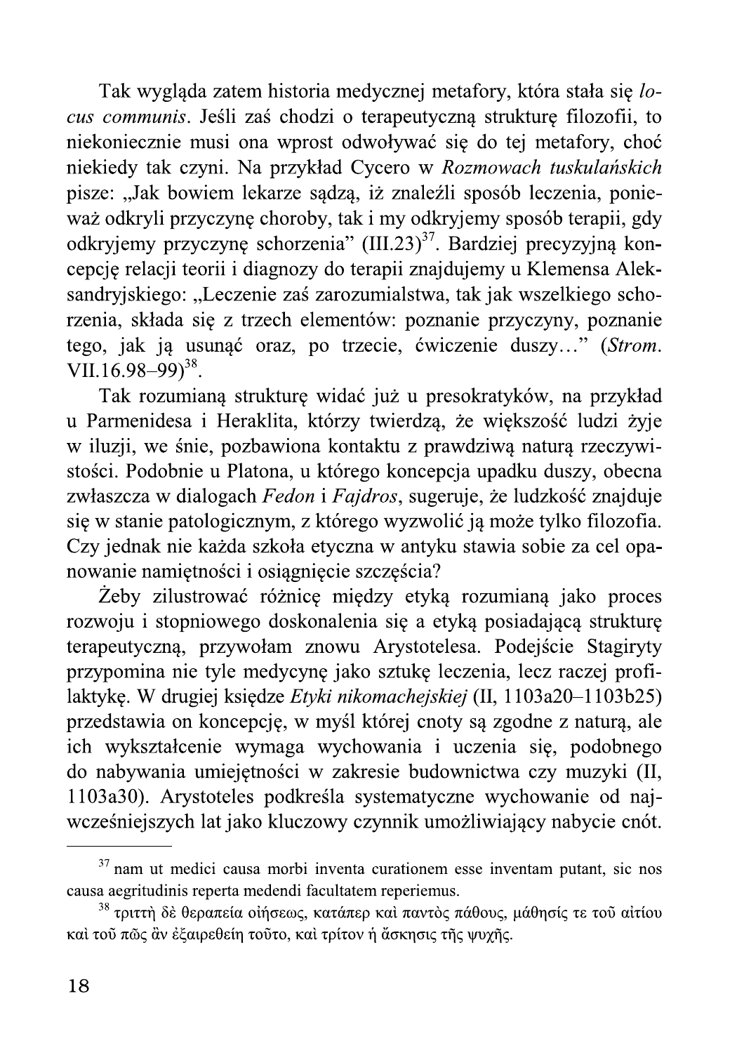Tak wygląda zatem historia medycznej metafory, która stała się *locus communis*. Jeśli zaś chodzi o terapeutyczną strukturę filozofii, to niekoniecznie musi ona wprost odwoływać się do tej metafory, choć niekiedy tak czyni. Na przykład Cycero w *Rozmowach tuskulańskich* pisze: „Jak bowiem lekarze sądzą, iż znaleźli sposób leczenia, ponieważ odkryli przyczynę choroby, tak i my odkryjemy sposób terapii, gdy odkryjemy przyczynę schorzenia" (III.23)[37]. Bardziej precyzyjną koncepcję relacji teorii i diagnozy do terapii znajdujemy u Klemensa Aleksandryjskiego: „Leczenie zaś zarozumialstwa, tak jak wszelkiego schorzenia, składa się z trzech elementów: poznanie przyczyny, poznanie tego, jak ją usunąć oraz, po trzecie, ćwiczenie duszy…" (*Strom.* VII.16.98–99)[38].

Tak rozumianą strukturę widać już u presokratyków, na przykład u Parmenidesa i Heraklita, którzy twierdzą, że większość ludzi żyje w iluzji, we śnie, pozbawiona kontaktu z prawdziwą naturą rzeczywistości. Podobnie u Platona, u którego koncepcja upadku duszy, obecna zwłaszcza w dialogach *Fedon* i *Fajdros*, sugeruje, że ludzkość znajduje się w stanie patologicznym, z którego wyzwolić ją może tylko filozofia. Czy jednak nie każda szkoła etyczna w antyku stawia sobie za cel opanowanie namiętności i osiągnięcie szczęścia?

Żeby zilustrować różnicę między etyką rozumianą jako proces rozwoju i stopniowego doskonalenia się a etyką posiadającą strukturę terapeutyczną, przywołam znowu Arystotelesa. Podejście Stagiryty przypomina nie tyle medycynę jako sztukę leczenia, lecz raczej profilaktykę. W drugiej księdze *Etyki nikomachejskiej* (II, 1103a20–1103b25) przedstawia on koncepcję, w myśl której cnoty są zgodne z naturą, ale ich wykształcenie wymaga wychowania i uczenia się, podobnego do nabywania umiejętności w zakresie budownictwa czy muzyki (II, 1103a30). Arystoteles podkreśla systematyczne wychowanie od najwcześniejszych lat jako kluczowy czynnik umożliwiający nabycie cnót.

---

[37] nam ut medici causa morbi inventa curationem esse inventam putant, sic nos causa aegritudinis reperta medendi facultatem reperiemus.

[38] τριττὴ δὲ θεραπεία οἰήσεως, κατάπερ καὶ παντὸς πάθους, μάθησίς τε τοῦ αἰτίου καὶ τοῦ πῶς ἂν ἐξαιρεθείη τοῦτο, καὶ τρίτον ἡ ἄσκησις τῆς ψυχῆς.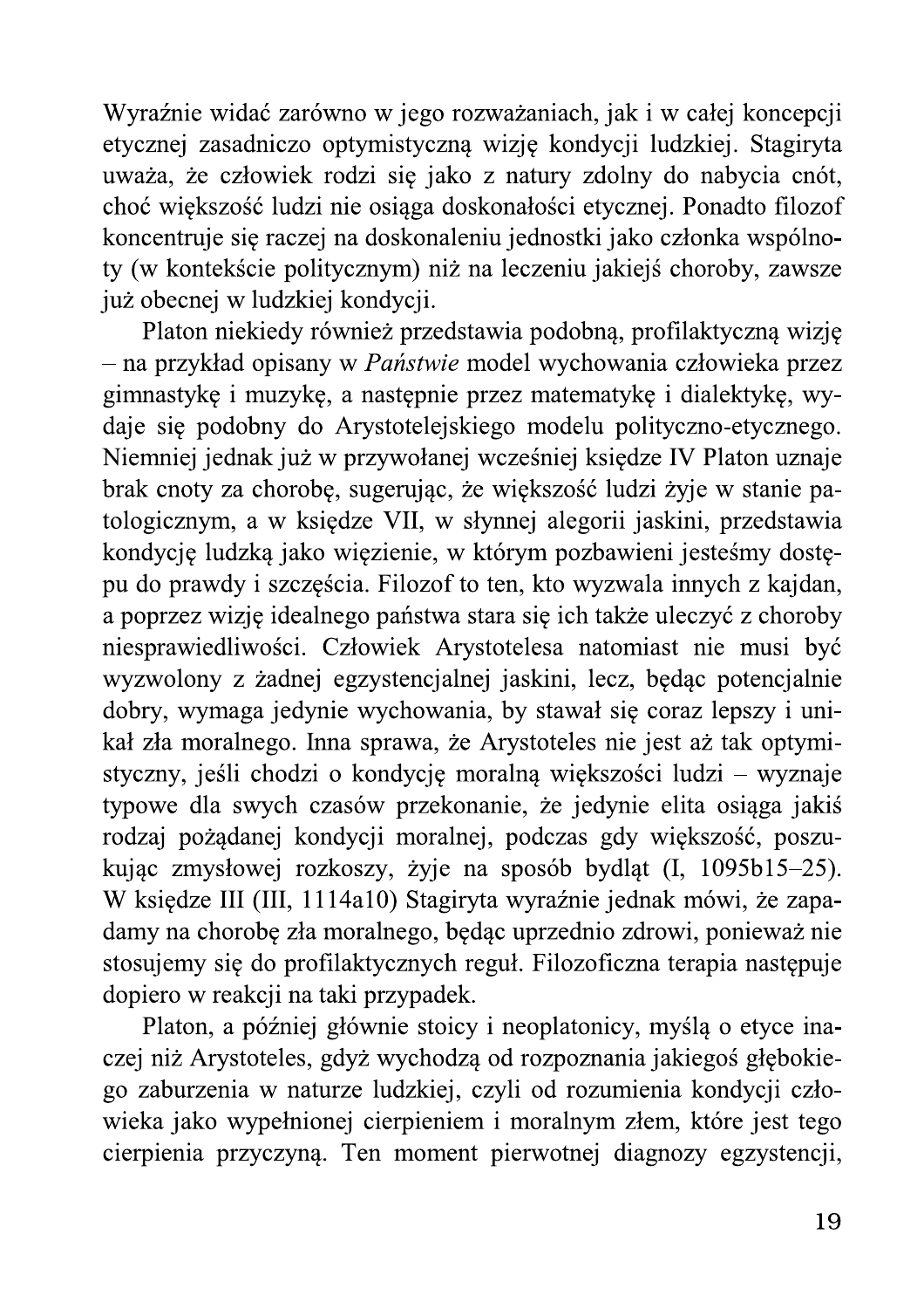Wyraźnie widać zarówno w jego rozważaniach, jak i w całej koncepcji etycznej zasadniczo optymistyczną wizję kondycji ludzkiej. Stagiryta uważa, że człowiek rodzi się jako z natury zdolny do nabycia cnót, choć większość ludzi nie osiąga doskonałości etycznej. Ponadto filozof koncentruje się raczej na doskonaleniu jednostki jako członka wspólnoty (w kontekście politycznym) niż na leczeniu jakiejś choroby, zawsze już obecnej w ludzkiej kondycji.

Platon niekiedy również przedstawia podobną, profilaktyczną wizję – na przykład opisany w *Państwie* model wychowania człowieka przez gimnastykę i muzykę, a następnie przez matematykę i dialektykę, wydaje się podobny do Arystotelejskiego modelu polityczno-etycznego. Niemniej jednak już w przywołanej wcześniej księdze IV Platon uznaje brak cnoty za chorobę, sugerując, że większość ludzi żyje w stanie patologicznym, a w księdze VII, w słynnej alegorii jaskini, przedstawia kondycję ludzką jako więzienie, w którym pozbawieni jesteśmy dostępu do prawdy i szczęścia. Filozof to ten, kto wyzwala innych z kajdan, a poprzez wizję idealnego państwa stara się ich także uleczyć z choroby niesprawiedliwości. Człowiek Arystotelesa natomiast nie musi być wyzwolony z żadnej egzystencjalnej jaskini, lecz, będąc potencjalnie dobry, wymaga jedynie wychowania, by stawał się coraz lepszy i unikał zła moralnego. Inna sprawa, że Arystoteles nie jest aż tak optymistyczny, jeśli chodzi o kondycję moralną większości ludzi – wyznaje typowe dla swych czasów przekonanie, że jedynie elita osiąga jakiś rodzaj pożądanej kondycji moralnej, podczas gdy większość, poszukując zmysłowej rozkoszy, żyje na sposób bydląt (I, 1095b15–25). W księdze III (III, 1114a10) Stagiryta wyraźnie jednak mówi, że zapadamy na chorobę zła moralnego, będąc uprzednio zdrowi, ponieważ nie stosujemy się do profilaktycznych reguł. Filozoficzna terapia następuje dopiero w reakcji na taki przypadek.

Platon, a później głównie stoicy i neoplatonicy, myślą o etyce inaczej niż Arystoteles, gdyż wychodzą od rozpoznania jakiegoś głębokiego zaburzenia w naturze ludzkiej, czyli od rozumienia kondycji człowieka jako wypełnionej cierpieniem i moralnym złem, które jest tego cierpienia przyczyną. Ten moment pierwotnej diagnozy egzystencji,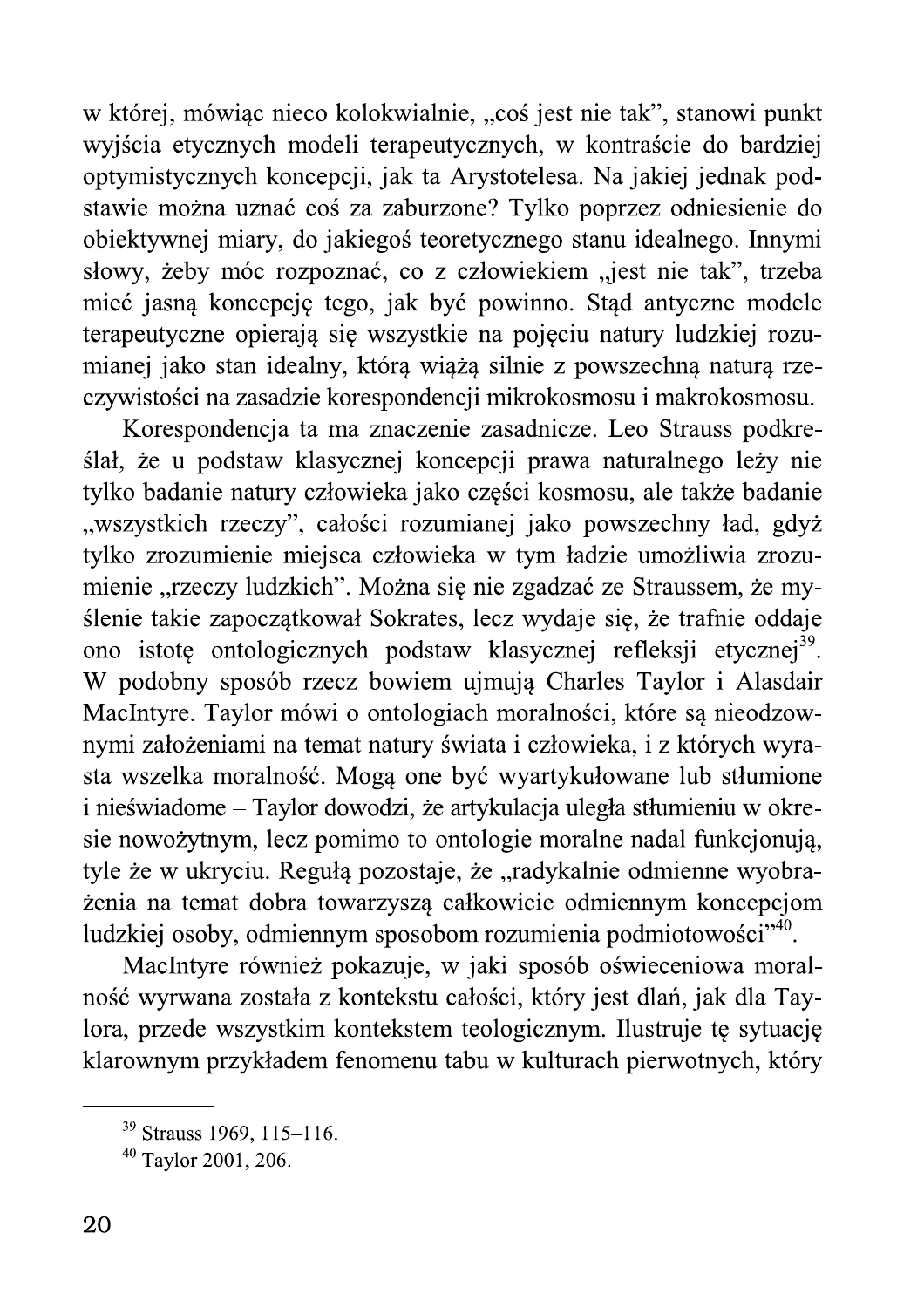w której, mówiąc nieco kolokwialnie, „coś jest nie tak", stanowi punkt wyjścia etycznych modeli terapeutycznych, w kontraście do bardziej optymistycznych koncepcji, jak ta Arystotelesa. Na jakiej jednak podstawie można uznać coś za zaburzone? Tylko poprzez odniesienie do obiektywnej miary, do jakiegoś teoretycznego stanu idealnego. Innymi słowy, żeby móc rozpoznać, co z człowiekiem „jest nie tak", trzeba mieć jasną koncepcję tego, jak być powinno. Stąd antyczne modele terapeutyczne opierają się wszystkie na pojęciu natury ludzkiej rozumianej jako stan idealny, którą wiążą silnie z powszechną naturą rzeczywistości na zasadzie korespondencji mikrokosmosu i makrokosmosu.

Korespondencja ta ma znaczenie zasadnicze. Leo Strauss podkreślał, że u podstaw klasycznej koncepcji prawa naturalnego leży nie tylko badanie natury człowieka jako części kosmosu, ale także badanie „wszystkich rzeczy", całości rozumianej jako powszechny ład, gdyż tylko zrozumienie miejsca człowieka w tym ładzie umożliwia zrozumienie „rzeczy ludzkich". Można się nie zgadzać ze Straussem, że myślenie takie zapoczątkował Sokrates, lecz wydaje się, że trafnie oddaje ono istotę ontologicznych podstaw klasycznej refleksji etycznej[39]. W podobny sposób rzecz bowiem ujmują Charles Taylor i Alasdair MacIntyre. Taylor mówi o ontologiach moralności, które są nieodzownymi założeniami na temat natury świata i człowieka, i z których wyrasta wszelka moralność. Mogą one być wyartykułowane lub stłumione i nieświadome – Taylor dowodzi, że artykulacja uległa stłumieniu w okresie nowożytnym, lecz pomimo to ontologie moralne nadal funkcjonują, tyle że w ukryciu. Regułą pozostaje, że „radykalnie odmienne wyobrażenia na temat dobra towarzyszą całkowicie odmiennym koncepcjom ludzkiej osoby, odmiennym sposobom rozumienia podmiotowości"[40].

MacIntyre również pokazuje, w jaki sposób oświeceniowa moralność wyrwana została z kontekstu całości, który jest dlań, jak dla Taylora, przede wszystkim kontekstem teologicznym. Ilustruje tę sytuację klarownym przykładem fenomenu tabu w kulturach pierwotnych, który

---

[39] Strauss 1969, 115–116.

[40] Taylor 2001, 206.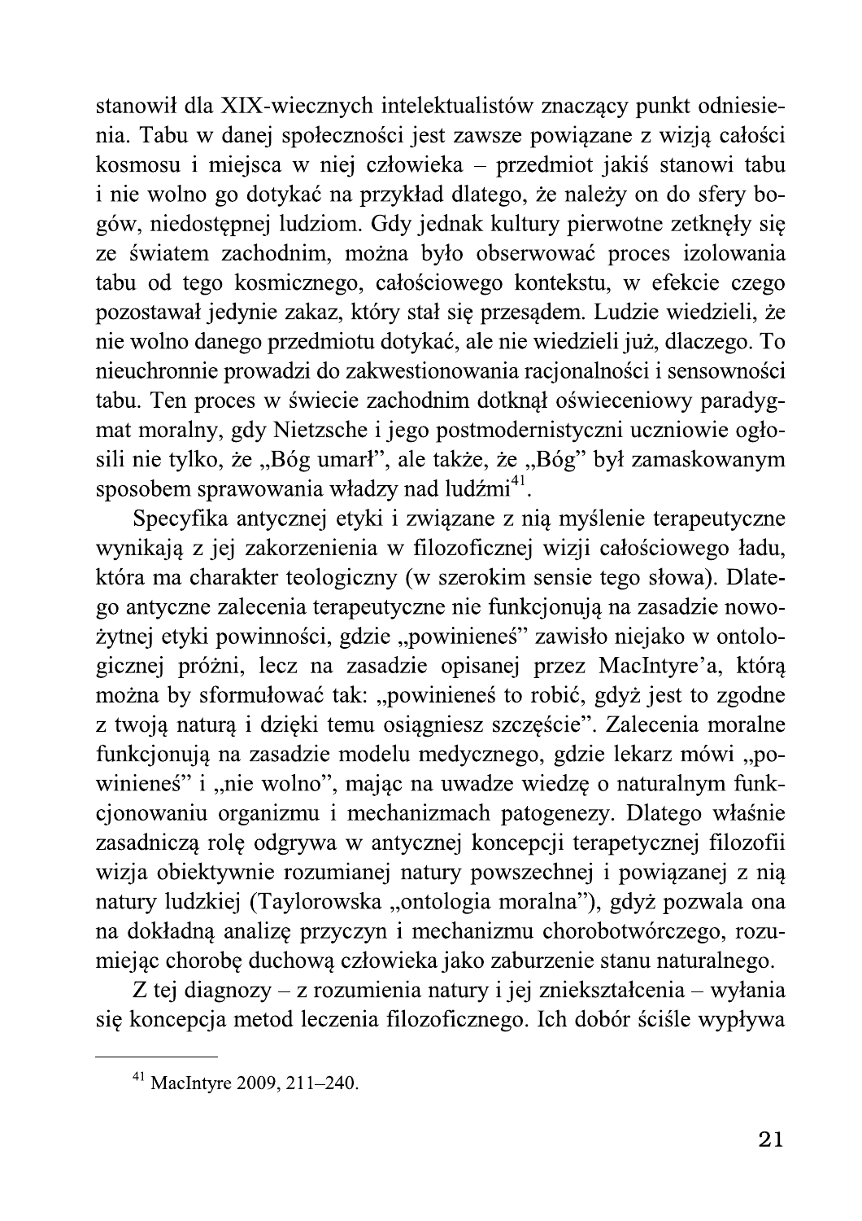stanowił dla XIX-wiecznych intelektualistów znaczący punkt odniesienia. Tabu w danej społeczności jest zawsze powiązane z wizją całości kosmosu i miejsca w niej człowieka – przedmiot jakiś stanowi tabu i nie wolno go dotykać na przykład dlatego, że należy on do sfery bogów, niedostępnej ludziom. Gdy jednak kultury pierwotne zetknęły się ze światem zachodnim, można było obserwować proces izolowania tabu od tego kosmicznego, całościowego kontekstu, w efekcie czego pozostawał jedynie zakaz, który stał się przesądem. Ludzie wiedzieli, że nie wolno danego przedmiotu dotykać, ale nie wiedzieli już, dlaczego. To nieuchronnie prowadzi do zakwestionowania racjonalności i sensowności tabu. Ten proces w świecie zachodnim dotknął oświeceniowy paradygmat moralny, gdy Nietzsche i jego postmodernistyczni uczniowie ogłosili nie tylko, że „Bóg umarł", ale także, że „Bóg" był zamaskowanym sposobem sprawowania władzy nad ludźmi[41].

Specyfika antycznej etyki i związane z nią myślenie terapeutyczne wynikają z jej zakorzenienia w filozoficznej wizji całościowego ładu, która ma charakter teologiczny (w szerokim sensie tego słowa). Dlatego antyczne zalecenia terapeutyczne nie funkcjonują na zasadzie nowożytnej etyki powinności, gdzie „powinieneś" zawisło niejako w ontologicznej próżni, lecz na zasadzie opisanej przez MacIntyre'a, którą można by sformułować tak: „powinieneś to robić, gdyż jest to zgodne z twoją naturą i dzięki temu osiągniesz szczęście". Zalecenia moralne funkcjonują na zasadzie modelu medycznego, gdzie lekarz mówi „powinieneś" i „nie wolno", mając na uwadze wiedzę o naturalnym funkcjonowaniu organizmu i mechanizmach patogenezy. Dlatego właśnie zasadniczą rolę odgrywa w antycznej koncepcji terapetycznej filozofii wizja obiektywnie rozumianej natury powszechnej i powiązanej z nią natury ludzkiej (Taylorowska „ontologia moralna"), gdyż pozwala ona na dokładną analizę przyczyn i mechanizmu chorobotwórczego, rozumiejąc chorobę duchową człowieka jako zaburzenie stanu naturalnego.

Z tej diagnozy – z rozumienia natury i jej zniekształcenia – wyłania się koncepcja metod leczenia filozoficznego. Ich dobór ściśle wypływa

---

[41] MacIntyre 2009, 211–240.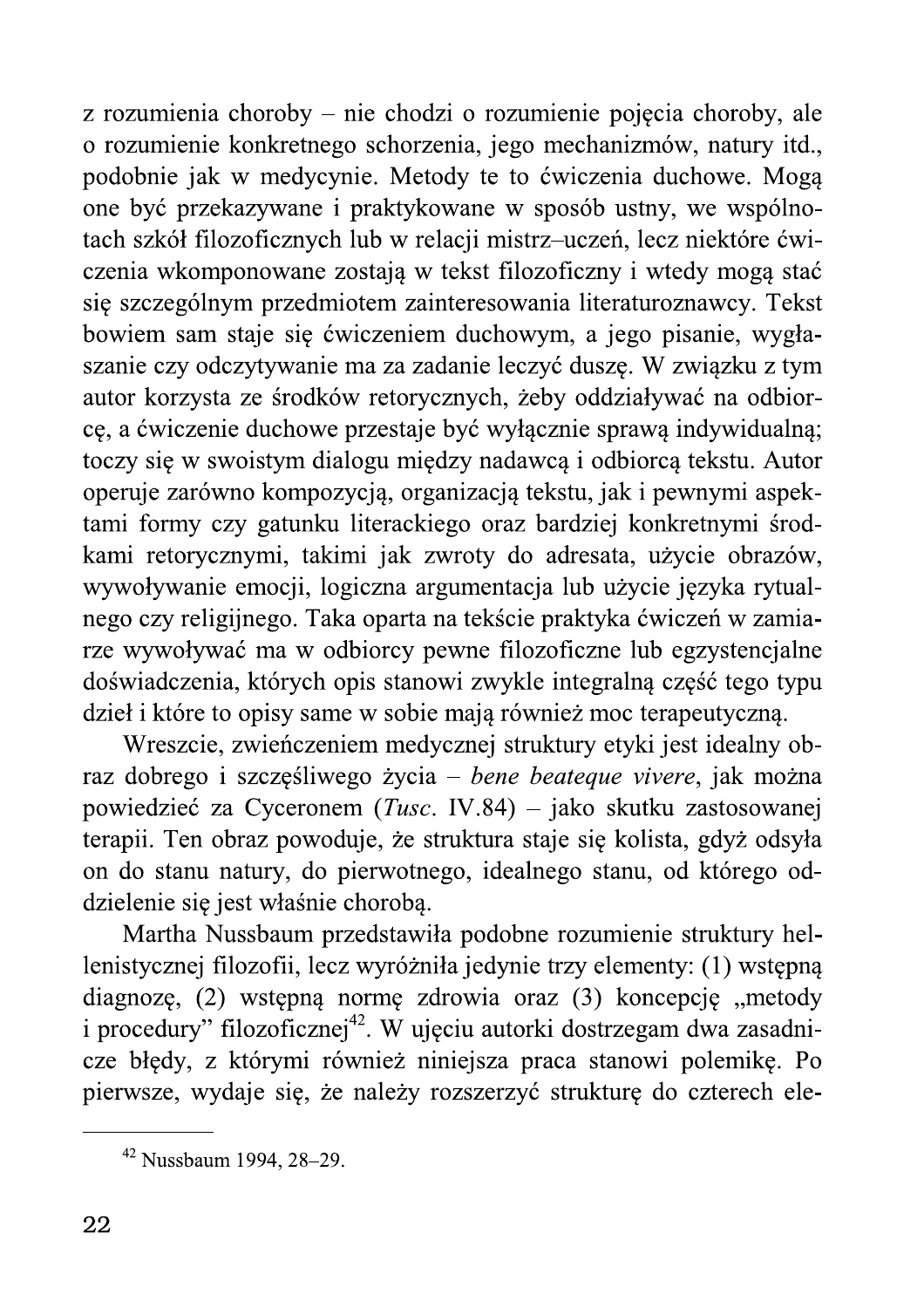z rozumienia choroby – nie chodzi o rozumienie pojęcia choroby, ale o rozumienie konkretnego schorzenia, jego mechanizmów, natury itd., podobnie jak w medycynie. Metody te to ćwiczenia duchowe. Mogą one być przekazywane i praktykowane w sposób ustny, we wspólnotach szkół filozoficznych lub w relacji mistrz–uczeń, lecz niektóre ćwiczenia wkomponowane zostają w tekst filozoficzny i wtedy mogą stać się szczególnym przedmiotem zainteresowania literaturoznawcy. Tekst bowiem sam staje się ćwiczeniem duchowym, a jego pisanie, wygłaszanie czy odczytywanie ma za zadanie leczyć duszę. W związku z tym autor korzysta ze środków retorycznych, żeby oddziaływać na odbiorcę, a ćwiczenie duchowe przestaje być wyłącznie sprawą indywidualną; toczy się w swoistym dialogu między nadawcą i odbiorcą tekstu. Autor operuje zarówno kompozycją, organizacją tekstu, jak i pewnymi aspektami formy czy gatunku literackiego oraz bardziej konkretnymi środkami retorycznymi, takimi jak zwroty do adresata, użycie obrazów, wywoływanie emocji, logiczna argumentacja lub użycie języka rytualnego czy religijnego. Taka oparta na tekście praktyka ćwiczeń w zamiarze wywoływać ma w odbiorcy pewne filozoficzne lub egzystencjalne doświadczenia, których opis stanowi zwykle integralną część tego typu dzieł i które to opisy same w sobie mają również moc terapeutyczną.

Wreszcie, zwieńczeniem medycznej struktury etyki jest idealny obraz dobrego i szczęśliwego życia – *bene beateque vivere*, jak można powiedzieć za Cyceronem (*Tusc.* IV.84) – jako skutku zastosowanej terapii. Ten obraz powoduje, że struktura staje się kolista, gdyż odsyła on do stanu natury, do pierwotnego, idealnego stanu, od którego oddzielenie się jest właśnie chorobą.

Martha Nussbaum przedstawiła podobne rozumienie struktury hellenistycznej filozofii, lecz wyróżniła jedynie trzy elementy: (1) wstępną diagnozę, (2) wstępną normę zdrowia oraz (3) koncepcję „metody i procedury" filozoficznej[42]. W ujęciu autorki dostrzegam dwa zasadnicze błędy, z którymi również niniejsza praca stanowi polemikę. Po pierwsze, wydaje się, że należy rozszerzyć strukturę do czterech ele-

---

[42] Nussbaum 1994, 28–29.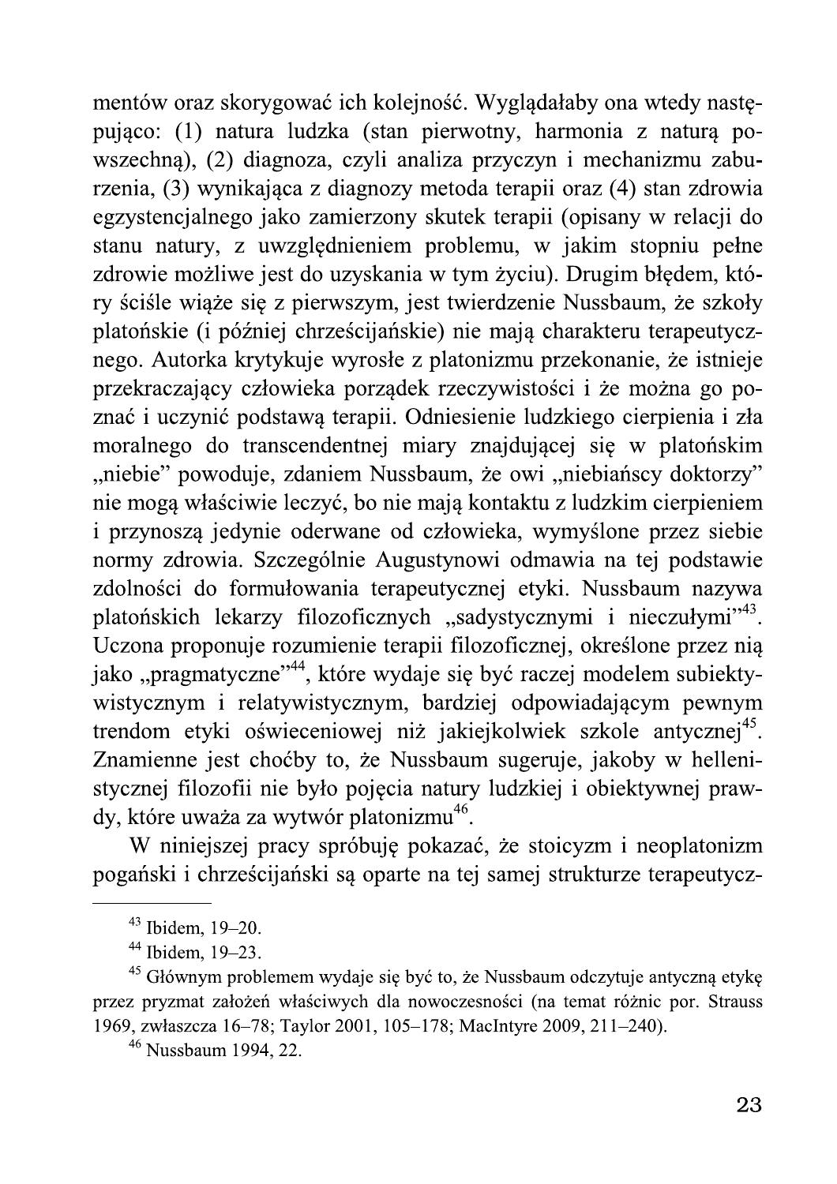mentów oraz skorygować ich kolejność. Wyglądałaby ona wtedy następująco: (1) natura ludzka (stan pierwotny, harmonia z naturą powszechną), (2) diagnoza, czyli analiza przyczyn i mechanizmu zaburzenia, (3) wynikająca z diagnozy metoda terapii oraz (4) stan zdrowia egzystencjalnego jako zamierzony skutek terapii (opisany w relacji do stanu natury, z uwzględnieniem problemu, w jakim stopniu pełne zdrowie możliwe jest do uzyskania w tym życiu). Drugim błędem, który ściśle wiąże się z pierwszym, jest twierdzenie Nussbaum, że szkoły platońskie (i później chrześcijańskie) nie mają charakteru terapeutycznego. Autorka krytykuje wyrosłe z platonizmu przekonanie, że istnieje przekraczający człowieka porządek rzeczywistości i że można go poznać i uczynić podstawą terapii. Odniesienie ludzkiego cierpienia i zła moralnego do transcendentnej miary znajdującej się w platońskim „niebie" powoduje, zdaniem Nussbaum, że owi „niebiańscy doktorzy" nie mogą właściwie leczyć, bo nie mają kontaktu z ludzkim cierpieniem i przynoszą jedynie oderwane od człowieka, wymyślone przez siebie normy zdrowia. Szczególnie Augustynowi odmawia na tej podstawie zdolności do formułowania terapeutycznej etyki. Nussbaum nazywa platońskich lekarzy filozoficznych „sadystycznymi i nieczułymi"[43]. Uczona proponuje rozumienie terapii filozoficznej, określone przez nią jako „pragmatyczne"[44], które wydaje się być raczej modelem subiektywistycznym i relatywistycznym, bardziej odpowiadającym pewnym trendom etyki oświeceniowej niż jakiejkolwiek szkole antycznej[45]. Znamienne jest choćby to, że Nussbaum sugeruje, jakoby w hellenistycznej filozofii nie było pojęcia natury ludzkiej i obiektywnej prawdy, które uważa za wytwór platonizmu[46].

W niniejszej pracy spróbuję pokazać, że stoicyzm i neoplatonizm pogański i chrześcijański są oparte na tej samej strukturze terapeutycz-

---

[43] Ibidem, 19–20.

[44] Ibidem, 19–23.

[45] Głównym problemem wydaje się być to, że Nussbaum odczytuje antyczną etykę przez pryzmat założeń właściwych dla nowoczesności (na temat różnic por. Strauss 1969, zwłaszcza 16–78; Taylor 2001, 105–178; MacIntyre 2009, 211–240).

[46] Nussbaum 1994, 22.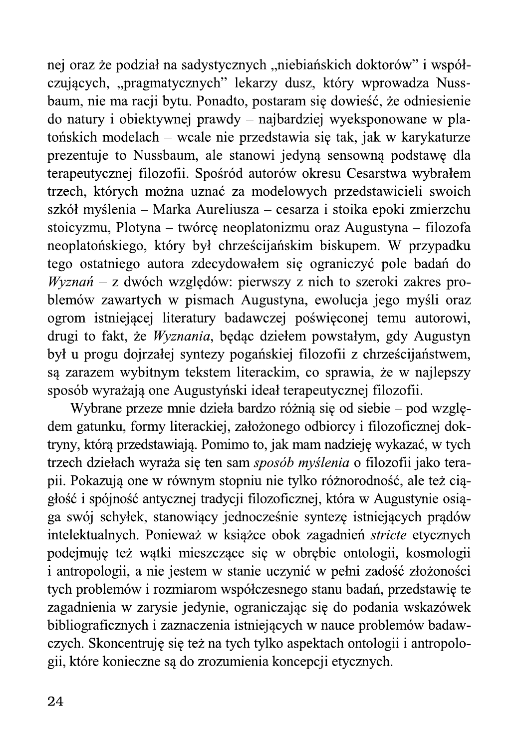nej oraz że podział na sadystycznych „niebiańskich doktorów" i współczujących, „pragmatycznych" lekarzy dusz, który wprowadza Nussbaum, nie ma racji bytu. Ponadto, postaram się dowieść, że odniesienie do natury i obiektywnej prawdy – najbardziej wyeksponowane w platońskich modelach – wcale nie przedstawia się tak, jak w karykaturze prezentuje to Nussbaum, ale stanowi jedyną sensowną podstawę dla terapeutycznej filozofii. Spośród autorów okresu Cesarstwa wybrałem trzech, których można uznać za modelowych przedstawicieli swoich szkół myślenia – Marka Aureliusza – cesarza i stoika epoki zmierzchu stoicyzmu, Plotyna – twórcę neoplatonizmu oraz Augustyna – filozofa neoplatońskiego, który był chrześcijańskim biskupem. W przypadku tego ostatniego autora zdecydowałem się ograniczyć pole badań do *Wyznań* – z dwóch względów: pierwszy z nich to szeroki zakres problemów zawartych w pismach Augustyna, ewolucja jego myśli oraz ogrom istniejącej literatury badawczej poświęconej temu autorowi, drugi to fakt, że *Wyznania*, będąc dziełem powstałym, gdy Augustyn był u progu dojrzałej syntezy pogańskiej filozofii z chrześcijaństwem, są zarazem wybitnym tekstem literackim, co sprawia, że w najlepszy sposób wyrażają one Augustyński ideał terapeutycznej filozofii.

Wybrane przeze mnie dzieła bardzo różnią się od siebie – pod względem gatunku, formy literackiej, założonego odbiorcy i filozoficznej doktryny, którą przedstawiają. Pomimo to, jak mam nadzieję wykazać, w tych trzech dziełach wyraża się ten sam *sposób myślenia* o filozofii jako terapii. Pokazują one w równym stopniu nie tylko różnorodność, ale też ciągłość i spójność antycznej tradycji filozoficznej, która w Augustynie osiąga swój schyłek, stanowiący jednocześnie syntezę istniejących prądów intelektualnych. Ponieważ w książce obok zagadnień *stricte* etycznych podejmuję też wątki mieszczące się w obrębie ontologii, kosmologii i antropologii, a nie jestem w stanie uczynić w pełni zadość złożoności tych problemów i rozmiarom współczesnego stanu badań, przedstawię te zagadnienia w zarysie jedynie, ograniczając się do podania wskazówek bibliograficznych i zaznaczenia istniejących w nauce problemów badawczych. Skoncentruję się też na tych tylko aspektach ontologii i antropologii, które konieczne są do zrozumienia koncepcji etycznych.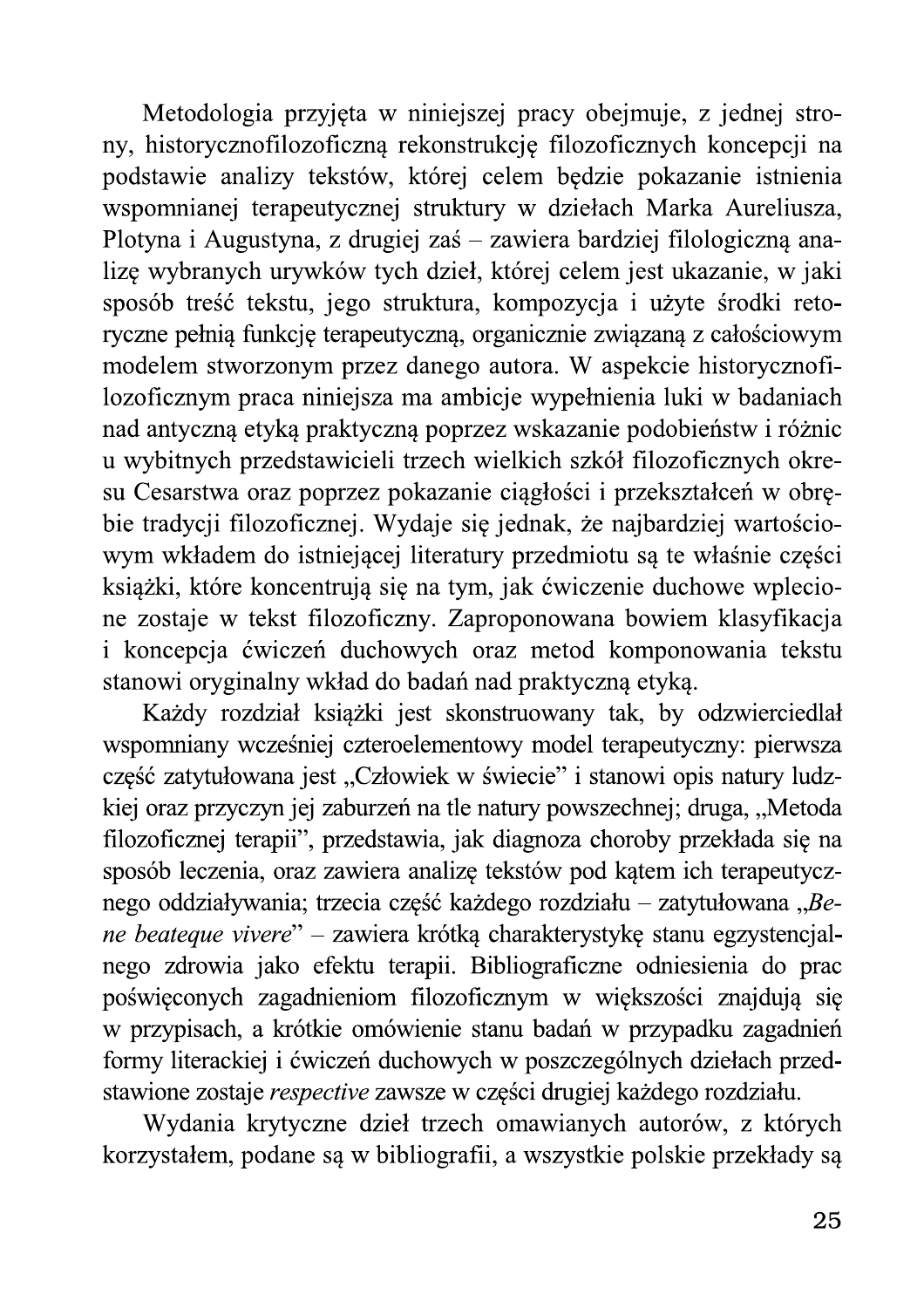Metodologia przyjęta w niniejszej pracy obejmuje, z jednej strony, historycznofilozoficzną rekonstrukcję filozoficznych koncepcji na podstawie analizy tekstów, której celem będzie pokazanie istnienia wspomnianej terapeutycznej struktury w dziełach Marka Aureliusza, Plotyna i Augustyna, z drugiej zaś – zawiera bardziej filologiczną analizę wybranych urywków tych dzieł, której celem jest ukazanie, w jaki sposób treść tekstu, jego struktura, kompozycja i użyte środki retoryczne pełnią funkcję terapeutyczną, organicznie związaną z całościowym modelem stworzonym przez danego autora. W aspekcie historycznofilozoficznym praca niniejsza ma ambicje wypełnienia luki w badaniach nad antyczną etyką praktyczną poprzez wskazanie podobieństw i różnic u wybitnych przedstawicieli trzech wielkich szkół filozoficznych okresu Cesarstwa oraz poprzez pokazanie ciągłości i przekształceń w obrębie tradycji filozoficznej. Wydaje się jednak, że najbardziej wartościowym wkładem do istniejącej literatury przedmiotu są te właśnie części książki, które koncentrują się na tym, jak ćwiczenie duchowe wplecione zostaje w tekst filozoficzny. Zaproponowana bowiem klasyfikacja i koncepcja ćwiczeń duchowych oraz metod komponowania tekstu stanowi oryginalny wkład do badań nad praktyczną etyką.

Każdy rozdział książki jest skonstruowany tak, by odzwierciedlał wspomniany wcześniej czteroelementowy model terapeutyczny: pierwsza część zatytułowana jest „Człowiek w świecie" i stanowi opis natury ludzkiej oraz przyczyn jej zaburzeń na tle natury powszechnej; druga, „Metoda filozoficznej terapii", przedstawia, jak diagnoza choroby przekłada się na sposób leczenia, oraz zawiera analizę tekstów pod kątem ich terapeutycznego oddziaływania; trzecia część każdego rozdziału – zatytułowana „*Bene beateque vivere*" – zawiera krótką charakterystykę stanu egzystencjalnego zdrowia jako efektu terapii. Bibliograficzne odniesienia do prac poświęconych zagadnieniom filozoficznym w większości znajdują się w przypisach, a krótkie omówienie stanu badań w przypadku zagadnień formy literackiej i ćwiczeń duchowych w poszczególnych dziełach przedstawione zostaje *respective* zawsze w części drugiej każdego rozdziału.

Wydania krytyczne dzieł trzech omawianych autorów, z których korzystałem, podane są w bibliografii, a wszystkie polskie przekłady są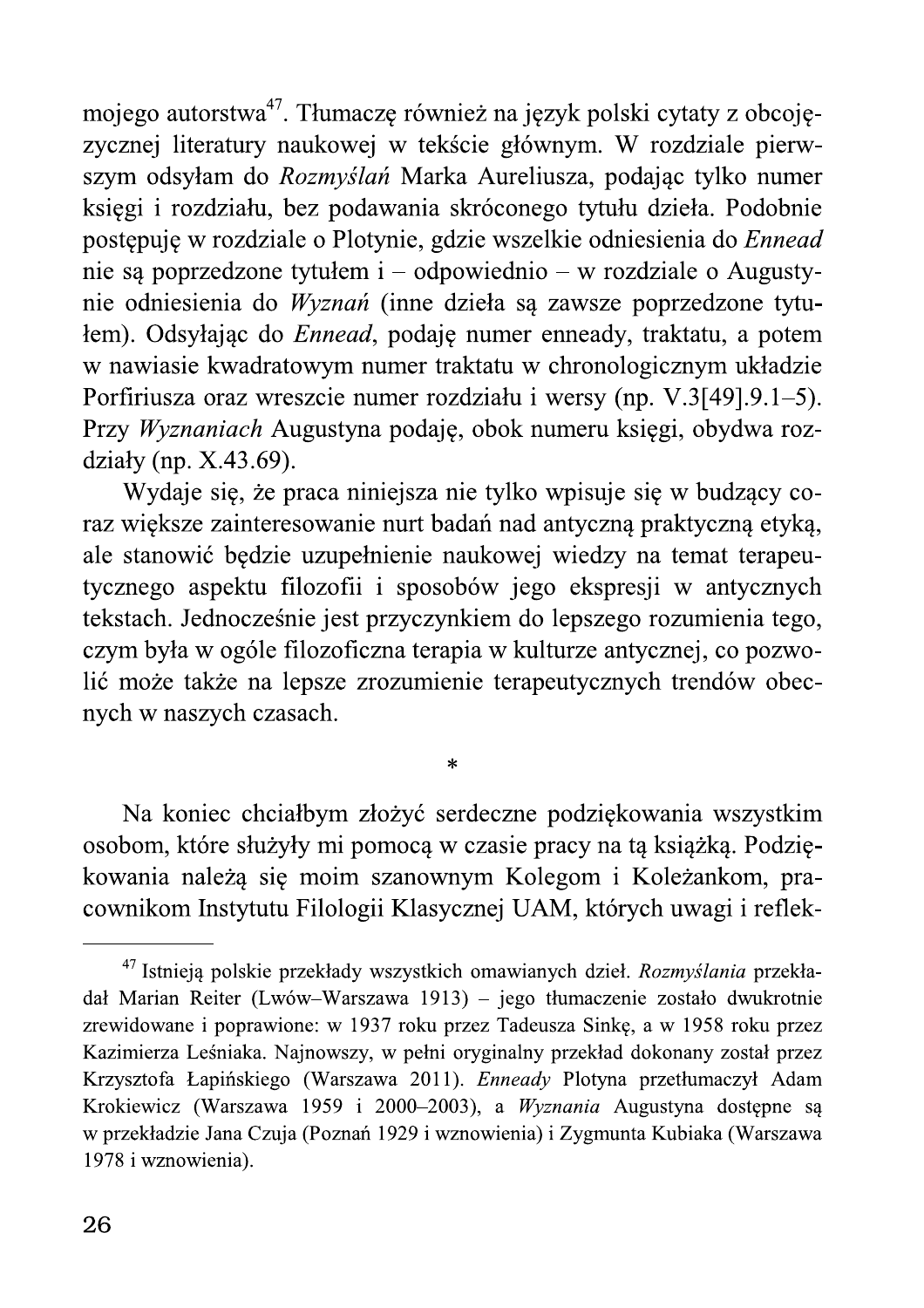mojego autorstwa[47]. Tłumaczę również na język polski cytaty z obcojęzycznej literatury naukowej w tekście głównym. W rozdziale pierwszym odsyłam do *Rozmyślań* Marka Aureliusza, podając tylko numer księgi i rozdziału, bez podawania skróconego tytułu dzieła. Podobnie postępuję w rozdziale o Plotynie, gdzie wszelkie odniesienia do *Ennead* nie są poprzedzone tytułem i – odpowiednio – w rozdziale o Augustynie odniesienia do *Wyznań* (inne dzieła są zawsze poprzedzone tytułem). Odsyłając do *Ennead*, podaję numer enneady, traktatu, a potem w nawiasie kwadratowym numer traktatu w chronologicznym układzie Porfiriusza oraz wreszcie numer rozdziału i wersy (np. V.3[49].9.1–5). Przy *Wyznaniach* Augustyna podaję, obok numeru księgi, obydwa rozdziały (np. X.43.69).

Wydaje się, że praca niniejsza nie tylko wpisuje się w budzący coraz większe zainteresowanie nurt badań nad antyczną praktyczną etyką, ale stanowić będzie uzupełnienie naukowej wiedzy na temat terapeutycznego aspektu filozofii i sposobów jego ekspresji w antycznych tekstach. Jednocześnie jest przyczynkiem do lepszego rozumienia tego, czym była w ogóle filozoficzna terapia w kulturze antycznej, co pozwolić może także na lepsze zrozumienie terapeutycznych trendów obecnych w naszych czasach.

*

Na koniec chciałbym złożyć serdeczne podziękowania wszystkim osobom, które służyły mi pomocą w czasie pracy na tą książką. Podziękowania należą się moim szanownym Kolegom i Koleżankom, pracownikom Instytutu Filologii Klasycznej UAM, których uwagi i reflek-

---

[47] Istnieją polskie przekłady wszystkich omawianych dzieł. *Rozmyślania* przekładał Marian Reiter (Lwów–Warszawa 1913) – jego tłumaczenie zostało dwukrotnie zrewidowane i poprawione: w 1937 roku przez Tadeusza Sinkę, a w 1958 roku przez Kazimierza Leśniaka. Najnowszy, w pełni oryginalny przekład dokonany został przez Krzysztofa Łapińskiego (Warszawa 2011). *Enneady* Plotyna przetłumaczył Adam Krokiewicz (Warszawa 1959 i 2000–2003), a *Wyznania* Augustyna dostępne są w przekładzie Jana Czuja (Poznań 1929 i wznowienia) i Zygmunta Kubiaka (Warszawa 1978 i wznowienia).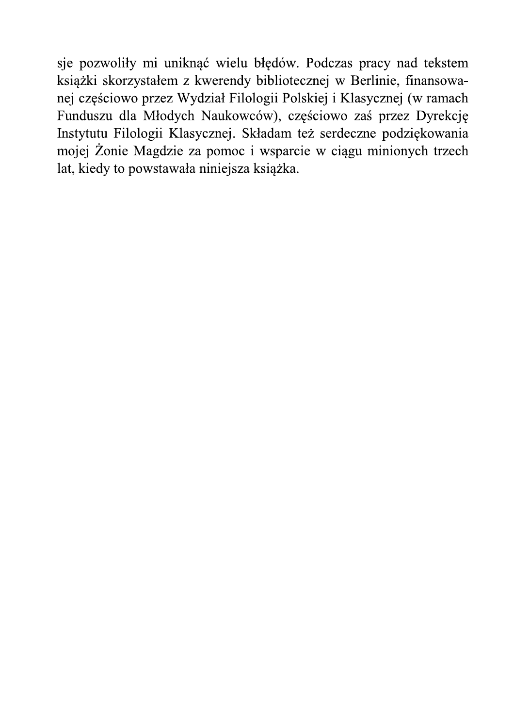sje pozwoliły mi uniknąć wielu błędów. Podczas pracy nad tekstem książki skorzystałem z kwerendy bibliotecznej w Berlinie, finansowanej częściowo przez Wydział Filologii Polskiej i Klasycznej (w ramach Funduszu dla Młodych Naukowców), częściowo zaś przez Dyrekcję Instytutu Filologii Klasycznej. Składam też serdeczne podziękowania mojej Żonie Magdzie za pomoc i wsparcie w ciągu minionych trzech lat, kiedy to powstawała niniejsza książka.